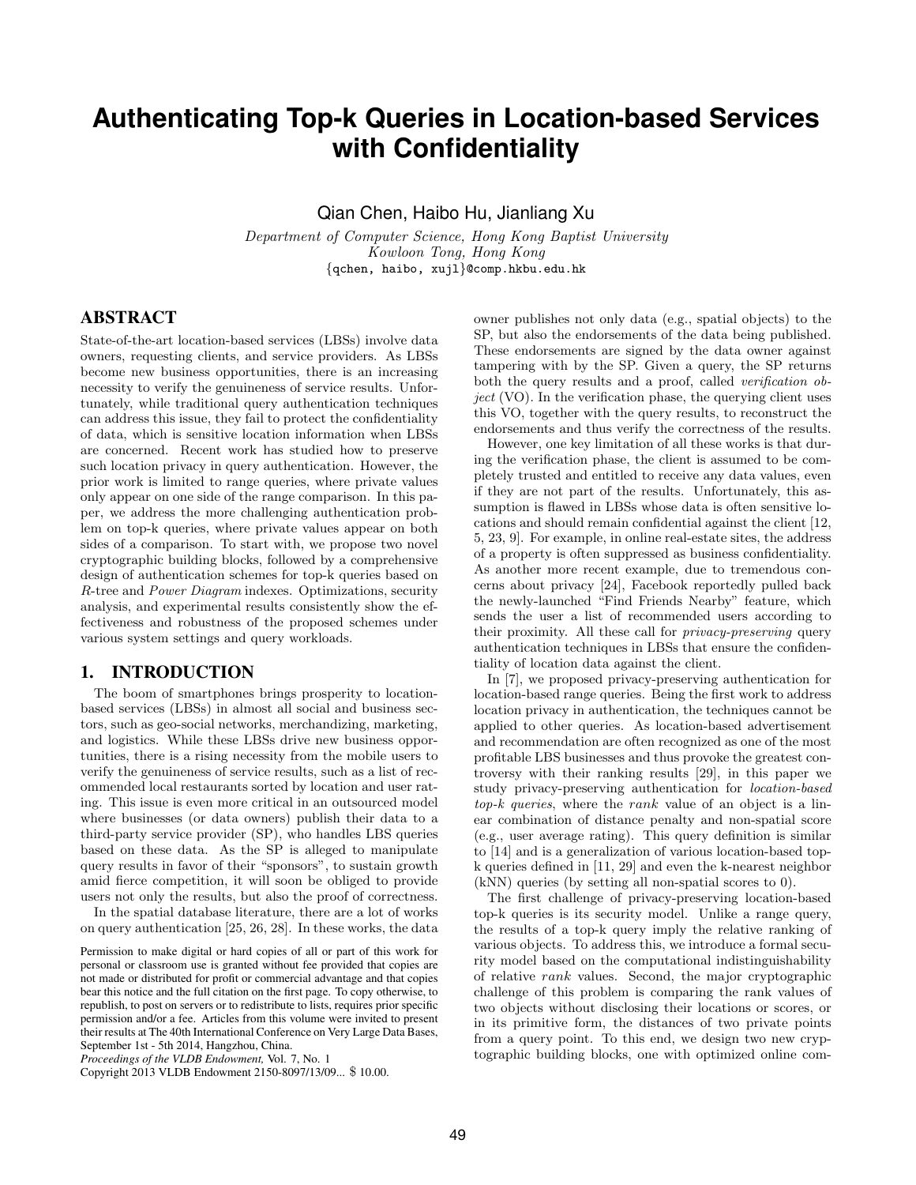# Authenticating Top-k Queries in Location-based Services with Confidentiality

Qian Chen, Haibo Hu, Jianliang Xu

*Department of Computer Science, Hong Kong Baptist University*
*Kowloon Tong, Hong Kong*
{qchen, haibo, xujl}@comp.hkbu.edu.hk

## ABSTRACT

State-of-the-art location-based services (LBSs) involve data owners, requesting clients, and service providers. As LBSs become new business opportunities, there is an increasing necessity to verify the genuineness of service results. Unfortunately, while traditional query authentication techniques can address this issue, they fail to protect the confidentiality of data, which is sensitive location information when LBSs are concerned. Recent work has studied how to preserve such location privacy in query authentication. However, the prior work is limited to range queries, where private values only appear on one side of the range comparison. In this paper, we address the more challenging authentication problem on top-k queries, where private values appear on both sides of a comparison. To start with, we propose two novel cryptographic building blocks, followed by a comprehensive design of authentication schemes for top-k queries based on *R*-tree and *Power Diagram* indexes. Optimizations, security analysis, and experimental results consistently show the effectiveness and robustness of the proposed schemes under various system settings and query workloads.

## 1. INTRODUCTION

The boom of smartphones brings prosperity to location-based services (LBSs) in almost all social and business sectors, such as geo-social networks, merchandizing, marketing, and logistics. While these LBSs drive new business opportunities, there is a rising necessity from the mobile users to verify the genuineness of service results, such as a list of recommended local restaurants sorted by location and user rating. This issue is even more critical in an outsourced model where businesses (or data owners) publish their data to a third-party service provider (SP), who handles LBS queries based on these data. As the SP is alleged to manipulate query results in favor of their "sponsors", to sustain growth amid fierce competition, it will soon be obliged to provide users not only the results, but also the proof of correctness.

In the spatial database literature, there are a lot of works on query authentication [25, 26, 28]. In these works, the data owner publishes not only data (e.g., spatial objects) to the SP, but also the endorsements of the data being published. These endorsements are signed by the data owner against tampering with by the SP. Given a query, the SP returns both the query results and a proof, called *verification object* (VO). In the verification phase, the querying client uses this VO, together with the query results, to reconstruct the endorsements and thus verify the correctness of the results.

However, one key limitation of all these works is that during the verification phase, the client is assumed to be completely trusted and entitled to receive any data values, even if they are not part of the results. Unfortunately, this assumption is flawed in LBSs whose data is often sensitive locations and should remain confidential against the client [12, 5, 23, 9]. For example, in online real-estate sites, the address of a property is often suppressed as business confidentiality. As another more recent example, due to tremendous concerns about privacy [24], Facebook reportedly pulled back the newly-launched "Find Friends Nearby" feature, which sends the user a list of recommended users according to their proximity. All these call for *privacy-preserving* query authentication techniques in LBSs that ensure the confidentiality of location data against the client.

In [7], we proposed privacy-preserving authentication for location-based range queries. Being the first work to address location privacy in authentication, the techniques cannot be applied to other queries. As location-based advertisement and recommendation are often recognized as one of the most profitable LBS businesses and thus provoke the greatest controversy with their ranking results [29], in this paper we study privacy-preserving authentication for *location-based top-k queries*, where the *rank* value of an object is a linear combination of distance penalty and non-spatial score (e.g., user average rating). This query definition is similar to [14] and is a generalization of various location-based top-k queries defined in [11, 29] and even the k-nearest neighbor (kNN) queries (by setting all non-spatial scores to 0).

The first challenge of privacy-preserving location-based top-k queries is its security model. Unlike a range query, the results of a top-k query imply the relative ranking of various objects. To address this, we introduce a formal security model based on the computational indistinguishability of relative *rank* values. Second, the major cryptographic challenge of this problem is comparing the rank values of two objects without disclosing their locations or scores, or in its primitive form, the distances of two private points from a query point. To this end, we design two new cryptographic building blocks, one with optimized online com-

Permission to make digital or hard copies of all or part of this work for personal or classroom use is granted without fee provided that copies are not made or distributed for profit or commercial advantage and that copies bear this notice and the full citation on the first page. To copy otherwise, to republish, to post on servers or to redistribute to lists, requires prior specific permission and/or a fee. Articles from this volume were invited to present their results at The 40th International Conference on Very Large Data Bases, September 1st - 5th 2014, Hangzhou, China.
*Proceedings of the VLDB Endowment,* Vol. 7, No. 1
Copyright 2013 VLDB Endowment 2150-8097/13/09... $ 10.00.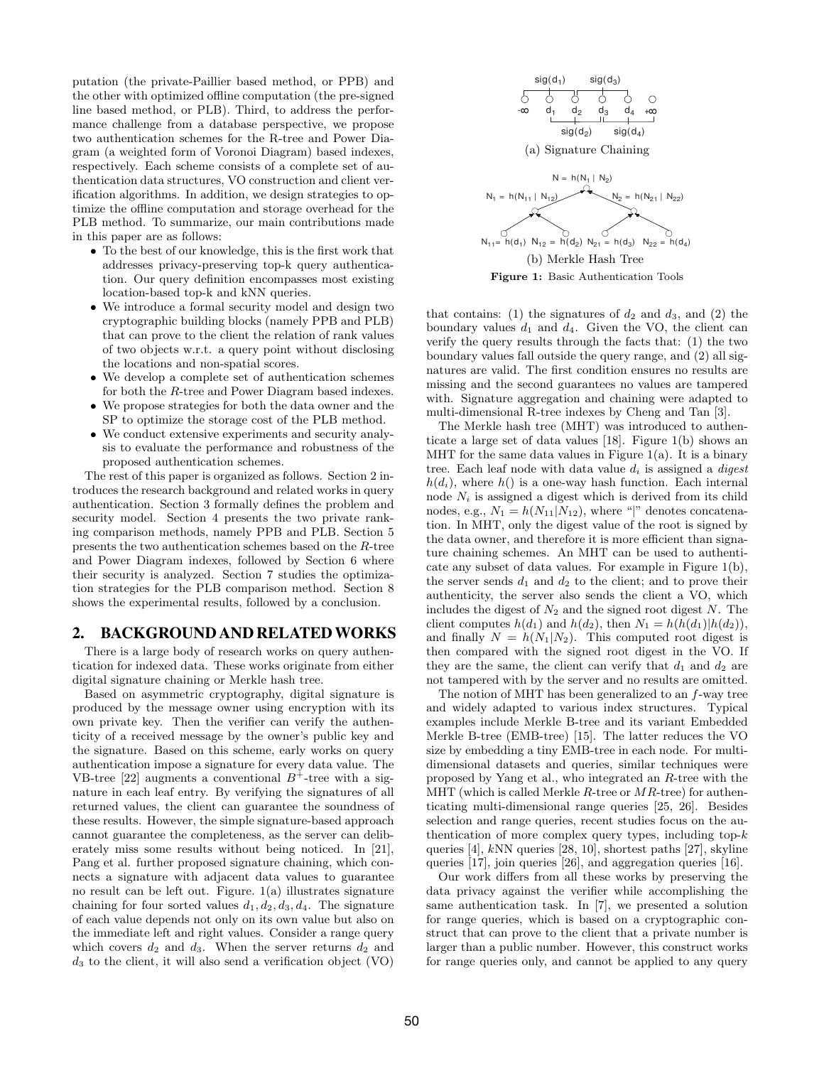putation (the private-Paillier based method, or PPB) and the other with optimized offline computation (the pre-signed line based method, or PLB). Third, to address the performance challenge from a database perspective, we propose two authentication schemes for the R-tree and Power Diagram (a weighted form of Voronoi Diagram) based indexes, respectively. Each scheme consists of a complete set of authentication data structures, VO construction and client verification algorithms. In addition, we design strategies to optimize the offline computation and storage overhead for the PLB method. To summarize, our main contributions made in this paper are as follows:

- To the best of our knowledge, this is the first work that addresses privacy-preserving top-k query authentication. Our query definition encompasses most existing location-based top-k and kNN queries.
- We introduce a formal security model and design two cryptographic building blocks (namely PPB and PLB) that can prove to the client the relation of rank values of two objects w.r.t. a query point without disclosing the locations and non-spatial scores.
- We develop a complete set of authentication schemes for both the *R*-tree and Power Diagram based indexes.
- We propose strategies for both the data owner and the SP to optimize the storage cost of the PLB method.
- We conduct extensive experiments and security analysis to evaluate the performance and robustness of the proposed authentication schemes.

The rest of this paper is organized as follows. Section 2 introduces the research background and related works in query authentication. Section 3 formally defines the problem and security model. Section 4 presents the two private ranking comparison methods, namely PPB and PLB. Section 5 presents the two authentication schemes based on the *R*-tree and Power Diagram indexes, followed by Section 6 where their security is analyzed. Section 7 studies the optimization strategies for the PLB comparison method. Section 8 shows the experimental results, followed by a conclusion.

## 2. BACKGROUND AND RELATED WORKS

There is a large body of research works on query authentication for indexed data. These works originate from either digital signature chaining or Merkle hash tree.

Based on asymmetric cryptography, digital signature is produced by the message owner using encryption with its own private key. Then the verifier can verify the authenticity of a received message by the owner's public key and the signature. Based on this scheme, early works on query authentication impose a signature for every data value. The VB-tree [22] augments a conventional $B^+$-tree with a signature in each leaf entry. By verifying the signatures of all returned values, the client can guarantee the soundness of these results. However, the simple signature-based approach cannot guarantee the completeness, as the server can deliberately miss some results without being noticed. In [21], Pang et al. further proposed signature chaining, which connects a signature with adjacent data values to guarantee no result can be left out. Figure. 1(a) illustrates signature chaining for four sorted values $d_1, d_2, d_3, d_4$. The signature of each value depends not only on its own value but also on the immediate left and right values. Consider a range query which covers $d_2$ and $d_3$. When the server returns $d_2$ and $d_3$ to the client, it will also send a verification object (VO) that contains: (1) the signatures of $d_2$ and $d_3$, and (2) the boundary values $d_1$ and $d_4$. Given the VO, the client can verify the query results through the facts that: (1) the two boundary values fall outside the query range, and (2) all signatures are valid. The first condition ensures no results are missing and the second guarantees no values are tampered with. Signature aggregation and chaining were adapted to multi-dimensional R-tree indexes by Cheng and Tan [3].

(a) Signature Chaining

(b) Merkle Hash Tree

**Figure 1:** Basic Authentication Tools

The Merkle hash tree (MHT) was introduced to authenticate a large set of data values [18]. Figure 1(b) shows an MHT for the same data values in Figure 1(a). It is a binary tree. Each leaf node with data value $d_i$ is assigned a *digest* $h(d_i)$, where $h()$ is a one-way hash function. Each internal node $N_i$ is assigned a digest which is derived from its child nodes, e.g., $N_1 = h(N_{11}|N_{12})$, where "|" denotes concatenation. In MHT, only the digest value of the root is signed by the data owner, and therefore it is more efficient than signature chaining schemes. An MHT can be used to authenticate any subset of data values. For example in Figure 1(b), the server sends $d_1$ and $d_2$ to the client; and to prove their authenticity, the server also sends the client a VO, which includes the digest of $N_2$ and the signed root digest $N$. The client computes $h(d_1)$ and $h(d_2)$, then $N_1 = h(h(d_1)|h(d_2))$, and finally $N = h(N_1|N_2)$. This computed root digest is then compared with the signed root digest in the VO. If they are the same, the client can verify that $d_1$ and $d_2$ are not tampered with by the server and no results are omitted.

The notion of MHT has been generalized to an $f$-way tree and widely adapted to various index structures. Typical examples include Merkle B-tree and its variant Embedded Merkle B-tree (EMB-tree) [15]. The latter reduces the VO size by embedding a tiny EMB-tree in each node. For multi-dimensional datasets and queries, similar techniques were proposed by Yang et al., who integrated an $R$-tree with the MHT (which is called Merkle $R$-tree or $MR$-tree) for authenticating multi-dimensional range queries [25, 26]. Besides selection and range queries, recent studies focus on the authentication of more complex query types, including top-$k$ queries [4], $k$NN queries [28, 10], shortest paths [27], skyline queries [17], join queries [26], and aggregation queries [16].

Our work differs from all these works by preserving the data privacy against the verifier while accomplishing the same authentication task. In [7], we presented a solution for range queries, which is based on a cryptographic construct that can prove to the client that a private number is larger than a public number. However, this construct works for range queries only, and cannot be applied to any query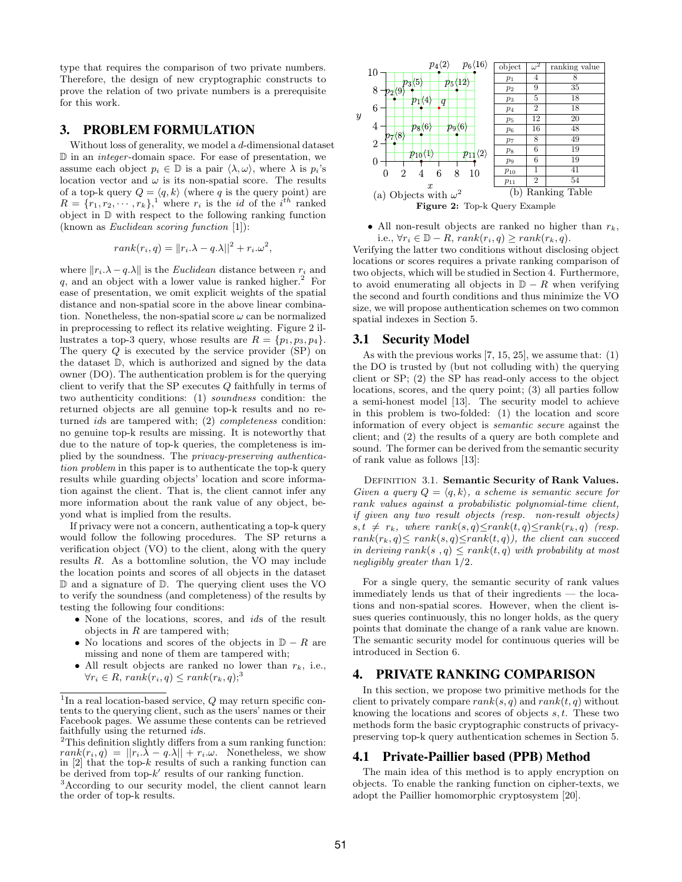type that requires the comparison of two private numbers. Therefore, the design of new cryptographic constructs to prove the relation of two private numbers is a prerequisite for this work.

## 3. PROBLEM FORMULATION

Without loss of generality, we model a $d$-dimensional dataset $\mathbb{D}$ in an *integer*-domain space. For ease of presentation, we assume each object $p_i \in \mathbb{D}$ is a pair $\langle \lambda, \omega \rangle$, where $\lambda$ is $p_i$'s location vector and $\omega$ is its non-spatial score. The results of a top-k query $Q = \langle q, k \rangle$ (where $q$ is the query point) are $R = \{r_1, r_2, \cdots, r_k\}$,[1] where $r_i$ is the *id* of the $i^{th}$ ranked object in $\mathbb{D}$ with respect to the following ranking function (known as *Euclidean scoring function* [1]):

$$rank(r_i, q) = \|r_i.\lambda - q.\lambda\|^2 + r_i.\omega^2,$$

where $\|r_i.\lambda - q.\lambda\|$ is the *Euclidean* distance between $r_i$ and $q$, and an object with a lower value is ranked higher.[2] For ease of presentation, we omit explicit weights of the spatial distance and non-spatial score in the above linear combination. Nonetheless, the non-spatial score $\omega$ can be normalized in preprocessing to reflect its relative weighting. Figure 2 illustrates a top-3 query, whose results are $R = \{p_1, p_3, p_4\}$. The query $Q$ is executed by the service provider (SP) on the dataset $\mathbb{D}$, which is authorized and signed by the data owner (DO). The authentication problem is for the querying client to verify that the SP executes $Q$ faithfully in terms of two authenticity conditions: (1) *soundness* condition: the returned objects are all genuine top-k results and no returned *id*s are tampered with; (2) *completeness* condition: no genuine top-k results are missing. It is noteworthy that due to the nature of top-k queries, the completeness is implied by the soundness. The *privacy-preserving authentication problem* in this paper is to authenticate the top-k query results while guarding objects' location and score information against the client. That is, the client cannot infer any more information about the rank value of any object, beyond what is implied from the results.

If privacy were not a concern, authenticating a top-k query would follow the following procedures. The SP returns a verification object (VO) to the client, along with the query results $R$. As a bottomline solution, the VO may include the location points and scores of all objects in the dataset $\mathbb{D}$ and a signature of $\mathbb{D}$. The querying client uses the VO to verify the soundness (and completeness) of the results by testing the following four conditions:

- None of the locations, scores, and *id*s of the result objects in $R$ are tampered with;
- No locations and scores of the objects in $\mathbb{D} - R$ are missing and none of them are tampered with;
- All result objects are ranked no lower than $r_k$, i.e., $\forall r_i \in R$, $rank(r_i, q) \le rank(r_k, q)$;[3]
- All non-result objects are ranked no higher than $r_k$, i.e., $\forall r_i \in \mathbb{D} - R$, $rank(r_i, q) \ge rank(r_k, q)$.

(a) Objects with $\omega^2$

| object | $\omega^2$ | ranking value |
|---|---|---|
| $p_1$ | 4 | 8 |
| $p_2$ | 9 | 35 |
| $p_3$ | 5 | 18 |
| $p_4$ | 2 | 18 |
| $p_5$ | 12 | 20 |
| $p_6$ | 16 | 48 |
| $p_7$ | 8 | 49 |
| $p_8$ | 6 | 19 |
| $p_9$ | 6 | 19 |
| $p_{10}$ | 1 | 41 |
| $p_{11}$ | 2 | 54 |

(b) Ranking Table

**Figure 2:** Top-k Query Example

Verifying the latter two conditions without disclosing object locations or scores requires a private ranking comparison of two objects, which will be studied in Section 4. Furthermore, to avoid enumerating all objects in $\mathbb{D} - R$ when verifying the second and fourth conditions and thus minimize the VO size, we will propose authentication schemes on two common spatial indexes in Section 5.

### 3.1 Security Model

As with the previous works [7, 15, 25], we assume that: (1) the DO is trusted by (but not colluding with) the querying client or SP; (2) the SP has read-only access to the object locations, scores, and the query point; (3) all parties follow a semi-honest model [13]. The security model to achieve in this problem is two-folded: (1) the location and score information of every object is *semantic secure* against the client; and (2) the results of a query are both complete and sound. The former can be derived from the semantic security of rank value as follows [13]:

Definition 3.1. **Semantic Security of Rank Values.** *Given a query $Q = \langle q, k \rangle$, a scheme is semantic secure for rank values against a probabilistic polynomial-time client, if given any two result objects (resp. non-result objects) $s, t \ne r_k$, where $rank(s, q) \le rank(t, q) \le rank(r_k, q)$ (resp. $rank(r_k, q) \le rank(s, q) \le rank(t, q)$), the client can succeed in deriving $rank(s, q) \le rank(t, q)$ with probability at most negligibly greater than 1/2.*

For a single query, the semantic security of rank values immediately lends us that of their ingredients — the locations and non-spatial scores. However, when the client issues queries continuously, this no longer holds, as the query points that dominate the change of a rank value are known. The semantic security model for continuous queries will be introduced in Section 6.

## 4. PRIVATE RANKING COMPARISON

In this section, we propose two primitive methods for the client to privately compare $rank(s, q)$ and $rank(t, q)$ without knowing the locations and scores of objects $s, t$. These two methods form the basic cryptographic constructs of privacy-preserving top-k query authentication schemes in Section 5.

### 4.1 Private-Paillier based (PPB) Method

The main idea of this method is to apply encryption on objects. To enable the ranking function on cipher-texts, we adopt the Paillier homomorphic cryptosystem [20].

---

[1] In a real location-based service, $Q$ may return specific contents to the querying client, such as the users' names or their Facebook pages. We assume these contents can be retrieved faithfully using the returned *id*s.

[2] This definition slightly differs from a sum ranking function: $rank(r_i, q) = \|r_i.\lambda - q.\lambda\| + r_i.\omega$. Nonetheless, we show in [2] that the top-$k$ results of such a ranking function can be derived from top-$k'$ results of our ranking function.

[3] According to our security model, the client cannot learn the order of top-k results.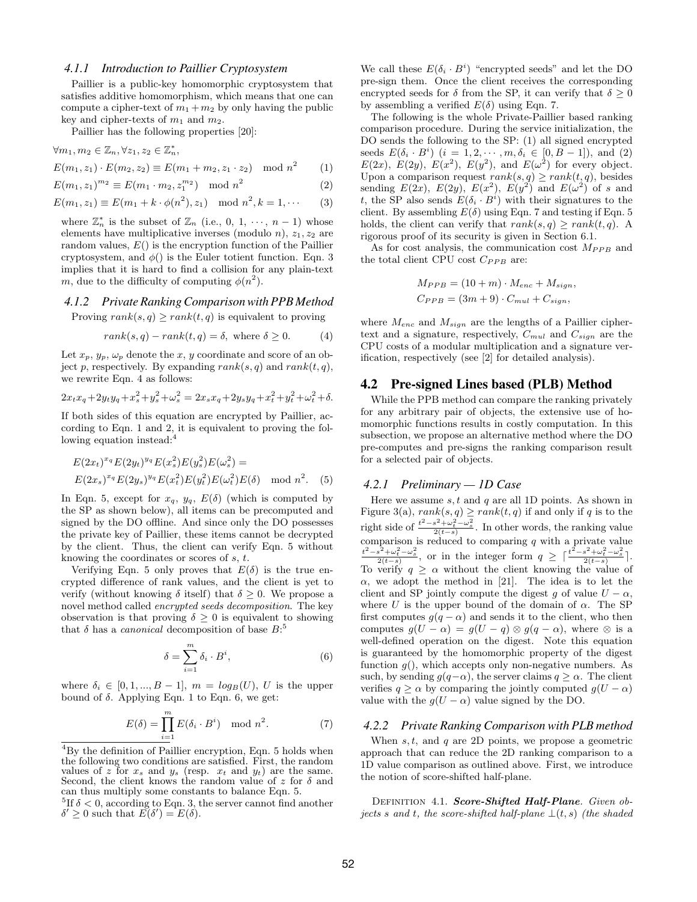#### 4.1.1 Introduction to Paillier Cryptosystem

Paillier is a public-key homomorphic cryptosystem that satisfies additive homomorphism, which means that one can compute a cipher-text of $m_1 + m_2$ by only having the public key and cipher-texts of $m_1$ and $m_2$.

Paillier has the following properties [20]:

$\forall m_1, m_2 \in \mathbb{Z}_n, \forall z_1, z_2 \in \mathbb{Z}_n^*,$

$$E(m_1, z_1) \cdot E(m_2, z_2) \equiv E(m_1 + m_2, z_1 \cdot z_2) \mod n^2 \quad (1)$$

$$E(m_1, z_1)^{m_2} \equiv E(m_1 \cdot m_2, z_1^{m_2}) \mod n^2 \quad (2)$$

$$E(m_1, z_1) \equiv E(m_1 + k \cdot \phi(n^2), z_1) \mod n^2, k = 1, \cdots \quad (3)$$

where $\mathbb{Z}_n^*$ is the subset of $\mathbb{Z}_n$ (i.e., 0, 1, $\cdots$, $n-1$) whose elements have multiplicative inverses (modulo $n$), $z_1, z_2$ are random values, $E()$ is the encryption function of the Paillier cryptosystem, and $\phi()$ is the Euler totient function. Eqn. 3 implies that it is hard to find a collision for any plain-text $m$, due to the difficulty of computing $\phi(n^2)$.

#### 4.1.2 Private Ranking Comparison with PPB Method

Proving $rank(s, q) \geq rank(t, q)$ is equivalent to proving

$$rank(s, q) - rank(t, q) = \delta, \text{ where } \delta \geq 0. \quad (4)$$

Let $x_p$, $y_p$, $\omega_p$ denote the $x$, $y$ coordinate and score of an object $p$, respectively. By expanding $rank(s, q)$ and $rank(t, q)$, we rewrite Eqn. 4 as follows:

$$2x_t x_q + 2y_t y_q + x_s^2 + y_s^2 + \omega_s^2 = 2x_s x_q + 2y_s y_q + x_t^2 + y_t^2 + \omega_t^2 + \delta.$$

If both sides of this equation are encrypted by Paillier, according to Eqn. 1 and 2, it is equivalent to proving the following equation instead:[4]

$$E(2x_t)^{x_q} E(2y_t)^{y_q} E(x_s^2) E(y_s^2) E(\omega_s^2) =$$
$$E(2x_s)^{x_q} E(2y_s)^{y_q} E(x_t^2) E(y_t^2) E(\omega_t^2) E(\delta) \mod n^2. \quad (5)$$

In Eqn. 5, except for $x_q$, $y_q$, $E(\delta)$ (which is computed by the SP as shown below), all items can be precomputed and signed by the DO offline. And since only the DO possesses the private key of Paillier, these items cannot be decrypted by the client. Thus, the client can verify Eqn. 5 without knowing the coordinates or scores of $s$, $t$.

Verifying Eqn. 5 only proves that $E(\delta)$ is the true encrypted difference of rank values, and the client is yet to verify (without knowing $\delta$ itself) that $\delta \geq 0$. We propose a novel method called *encrypted seeds decomposition*. The key observation is that proving $\delta \geq 0$ is equivalent to showing that $\delta$ has a *canonical* decomposition of base $B$:[5]

$$\delta = \sum_{i=1}^{m} \delta_i \cdot B^i, \quad (6)$$

where $\delta_i \in [0, 1, ..., B-1]$, $m = log_B(U)$, $U$ is the upper bound of $\delta$. Applying Eqn. 1 to Eqn. 6, we get:

$$E(\delta) = \prod_{i=1}^{m} E(\delta_i \cdot B^i) \mod n^2. \quad (7)$$

[4] By the definition of Paillier encryption, Eqn. 5 holds when the following two conditions are satisfied. First, the random values of $z$ for $x_s$ and $y_s$ (resp. $x_t$ and $y_t$) are the same. Second, the client knows the random value of $z$ for $\delta$ and can thus multiply some constants to balance Eqn. 5.

[5] If $\delta < 0$, according to Eqn. 3, the server cannot find another $\delta' \geq 0$ such that $E(\delta') = E(\delta)$.

We call these $E(\delta_i \cdot B^i)$ "encrypted seeds" and let the DO pre-sign them. Once the client receives the corresponding encrypted seeds for $\delta$ from the SP, it can verify that $\delta \geq 0$ by assembling a verified $E(\delta)$ using Eqn. 7.

The following is the whole Private-Paillier based ranking comparison procedure. During the service initialization, the DO sends the following to the SP: (1) all signed encrypted seeds $E(\delta_i \cdot B^i)$ $(i = 1, 2, \cdots, m, \delta_i \in [0, B-1])$, and (2) $E(2x)$, $E(2y)$, $E(x^2)$, $E(y^2)$, and $E(\omega^2)$ for every object. Upon a comparison request $rank(s, q) \geq rank(t, q)$, besides sending $E(2x)$, $E(2y)$, $E(x^2)$, $E(y^2)$ and $E(\omega^2)$ of $s$ and $t$, the SP also sends $E(\delta_i \cdot B^i)$ with their signatures to the client. By assembling $E(\delta)$ using Eqn. 7 and testing if Eqn. 5 holds, the client can verify that $rank(s, q) \geq rank(t, q)$. A rigorous proof of its security is given in Section 6.1.

As for cost analysis, the communication cost $M_{PPB}$ and the total client CPU cost $C_{PPB}$ are:

$$M_{PPB} = (10 + m) \cdot M_{enc} + M_{sign},$$
$$C_{PPB} = (3m + 9) \cdot C_{mul} + C_{sign},$$

where $M_{enc}$ and $M_{sign}$ are the lengths of a Paillier ciphertext and a signature, respectively, $C_{mul}$ and $C_{sign}$ are the CPU costs of a modular multiplication and a signature verification, respectively (see [2] for detailed analysis).

### 4.2 Pre-signed Lines based (PLB) Method

While the PPB method can compare the ranking privately for any arbitrary pair of objects, the extensive use of homomorphic functions results in costly computation. In this subsection, we propose an alternative method where the DO pre-computes and pre-signs the ranking comparison result for a selected pair of objects.

#### 4.2.1 Preliminary — 1D Case

Here we assume $s, t$ and $q$ are all 1D points. As shown in Figure 3(a), $rank(s, q) \geq rank(t, q)$ if and only if $q$ is to the right side of $\frac{t^2 - s^2 + \omega_t^2 - \omega_s^2}{2(t-s)}$. In other words, the ranking value comparison is reduced to comparing $q$ with a private value $\frac{t^2 - s^2 + \omega_t^2 - \omega_s^2}{2(t-s)}$, or in the integer form $q \geq \lceil \frac{t^2 - s^2 + \omega_t^2 - \omega_s^2}{2(t-s)} \rceil$. To verify $q \geq \alpha$ without the client knowing the value of $\alpha$, we adopt the method in [21]. The idea is to let the client and SP jointly compute the digest $g$ of value $U - \alpha$, where $U$ is the upper bound of the domain of $\alpha$. The SP first computes $g(q - \alpha)$ and sends it to the client, who then computes $g(U - \alpha) = g(U - q) \otimes g(q - \alpha)$, where $\otimes$ is a well-defined operation on the digest. Note this equation is guaranteed by the homomorphic property of the digest function $g()$, which accepts only non-negative numbers. As such, by sending $g(q - \alpha)$, the server claims $q \geq \alpha$. The client verifies $q \geq \alpha$ by comparing the jointly computed $g(U - \alpha)$ value with the $g(U - \alpha)$ value signed by the DO.

#### 4.2.2 Private Ranking Comparison with PLB method

When $s, t$, and $q$ are 2D points, we propose a geometric approach that can reduce the 2D ranking comparison to a 1D value comparison as outlined above. First, we introduce the notion of score-shifted half-plane.

Definition 4.1. ***Score-Shifted Half-Plane****. Given objects $s$ and $t$, the score-shifted half-plane $\perp(t, s)$ (the shaded*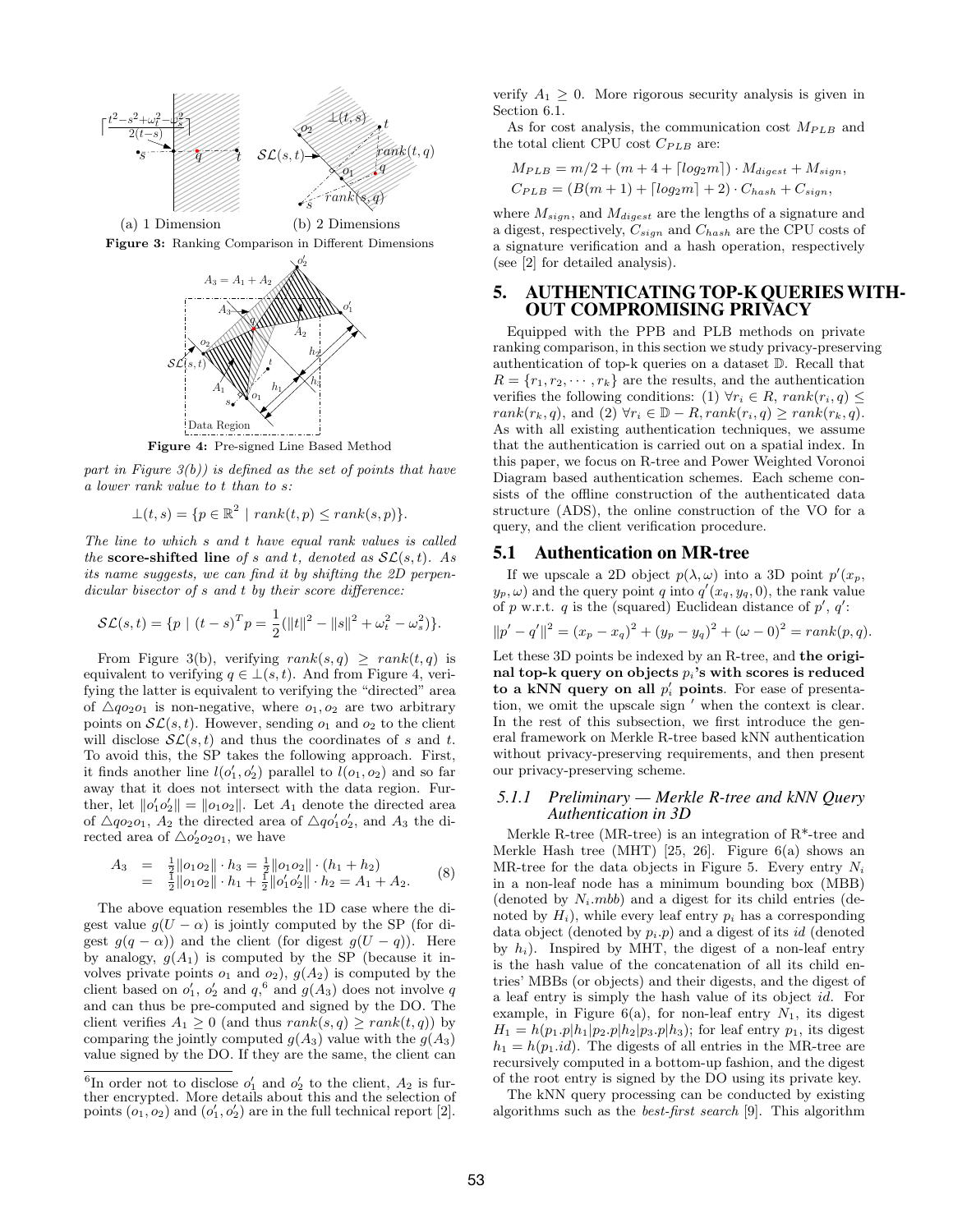Figure 3: Ranking Comparison in Different Dimensions

Figure 4: Pre-signed Line Based Method

*part in Figure 3(b)) is defined as the set of points that have a lower rank value to t than to s:*

$$\perp(t, s) = \{p \in \mathbb{R}^2 \mid rank(t, p) \leq rank(s, p)\}.$$

*The line to which s and t have equal rank values is called the* **score-shifted line** *of s and t, denoted as $\mathcal{SL}(s, t)$. As its name suggests, we can find it by shifting the 2D perpendicular bisector of s and t by their score difference:*

$$\mathcal{SL}(s, t) = \{p \mid (t - s)^T p = \frac{1}{2}(\|t\|^2 - \|s\|^2 + \omega_t^2 - \omega_s^2)\}.$$

From Figure 3(b), verifying $rank(s, q) \geq rank(t, q)$ is equivalent to verifying $q \in \perp(s, t)$. And from Figure 4, verifying the latter is equivalent to verifying the "directed" area of $\triangle qo_2o_1$ is non-negative, where $o_1, o_2$ are two arbitrary points on $\mathcal{SL}(s, t)$. However, sending $o_1$ and $o_2$ to the client will disclose $\mathcal{SL}(s, t)$ and thus the coordinates of $s$ and $t$. To avoid this, the SP takes the following approach. First, it finds another line $l(o_1', o_2')$ parallel to $l(o_1, o_2)$ and so far away that it does not intersect with the data region. Further, let $\|o_1'o_2'\| = \|o_1o_2\|$. Let $A_1$ denote the directed area of $\triangle qo_2o_1$, $A_2$ the directed area of $\triangle qo_1'o_2'$, and $A_3$ the directed area of $\triangle o_2'o_2o_1$, we have

$$\begin{aligned} A_3 &= \tfrac{1}{2}\|o_1o_2\| \cdot h_3 = \tfrac{1}{2}\|o_1o_2\| \cdot (h_1 + h_2) \\ &= \tfrac{1}{2}\|o_1o_2\| \cdot h_1 + \tfrac{1}{2}\|o_1'o_2'\| \cdot h_2 = A_1 + A_2. \end{aligned} \quad (8)$$

The above equation resembles the 1D case where the digest value $g(U - \alpha)$ is jointly computed by the SP (for digest $g(q - \alpha)$) and the client (for digest $g(U - q)$). Here by analogy, $g(A_1)$ is computed by the SP (because it involves private points $o_1$ and $o_2$), $g(A_2)$ is computed by the client based on $o_1'$, $o_2'$ and $q$,[6] and $g(A_3)$ does not involve $q$ and can thus be pre-computed and signed by the DO. The client verifies $A_1 \geq 0$ (and thus $rank(s, q) \geq rank(t, q)$) by comparing the jointly computed $g(A_3)$ value with the $g(A_3)$ value signed by the DO. If they are the same, the client can verify $A_1 \geq 0$. More rigorous security analysis is given in Section 6.1.

[6] In order not to disclose $o_1'$ and $o_2'$ to the client, $A_2$ is further encrypted. More details about this and the selection of points $(o_1, o_2)$ and $(o_1', o_2')$ are in the full technical report [2].

As for cost analysis, the communication cost $M_{PLB}$ and the total client CPU cost $C_{PLB}$ are:

$$M_{PLB} = m/2 + (m + 4 + \lceil log_2 m \rceil) \cdot M_{digest} + M_{sign},$$
$$C_{PLB} = (B(m + 1) + \lceil log_2 m \rceil + 2) \cdot C_{hash} + C_{sign},$$

where $M_{sign}$, and $M_{digest}$ are the lengths of a signature and a digest, respectively, $C_{sign}$ and $C_{hash}$ are the CPU costs of a signature verification and a hash operation, respectively (see [2] for detailed analysis).

# 5. AUTHENTICATING TOP-K QUERIES WITHOUT COMPROMISING PRIVACY

Equipped with the PPB and PLB methods on private ranking comparison, in this section we study privacy-preserving authentication of top-k queries on a dataset $\mathbb{D}$. Recall that $R = \{r_1, r_2, \cdots, r_k\}$ are the results, and the authentication verifies the following conditions: (1) $\forall r_i \in R$, $rank(r_i, q) \leq rank(r_k, q)$, and (2) $\forall r_i \in \mathbb{D} - R, rank(r_i, q) \geq rank(r_k, q)$. As with all existing authentication techniques, we assume that the authentication is carried out on a spatial index. In this paper, we focus on R-tree and Power Weighted Voronoi Diagram based authentication schemes. Each scheme consists of the offline construction of the authenticated data structure (ADS), the online construction of the VO for a query, and the client verification procedure.

## 5.1 Authentication on MR-tree

If we upscale a 2D object $p(\lambda, \omega)$ into a 3D point $p'(x_p, y_p, \omega)$ and the query point $q$ into $q'(x_q, y_q, 0)$, the rank value of $p$ w.r.t. $q$ is the (squared) Euclidean distance of $p'$, $q'$:

$$\|p' - q'\|^2 = (x_p - x_q)^2 + (y_p - y_q)^2 + (\omega - 0)^2 = rank(p, q).$$

Let these 3D points be indexed by an R-tree, and **the original top-k query on objects $p_i$'s with scores is reduced to a kNN query on all $p_i'$ points**. For ease of presentation, we omit the upscale sign $'$ when the context is clear. In the rest of this subsection, we first introduce the general framework on Merkle R-tree based kNN authentication without privacy-preserving requirements, and then present our privacy-preserving scheme.

### 5.1.1 Preliminary — Merkle R-tree and kNN Query Authentication in 3D

Merkle R-tree (MR-tree) is an integration of R*-tree and Merkle Hash tree (MHT) [25, 26]. Figure 6(a) shows an MR-tree for the data objects in Figure 5. Every entry $N_i$ in a non-leaf node has a minimum bounding box (MBB) (denoted by $N_i.mbb$) and a digest for its child entries (denoted by $H_i$), while every leaf entry $p_i$ has a corresponding data object (denoted by $p_i.p$) and a digest of its $id$ (denoted by $h_i$). Inspired by MHT, the digest of a non-leaf entry is the hash value of the concatenation of all its child entries' MBBs (or objects) and their digests, and the digest of a leaf entry is simply the hash value of its object $id$. For example, in Figure 6(a), for non-leaf entry $N_1$, its digest $H_1 = h(p_1.p|h_1|p_2.p|h_2|p_3.p|h_3)$; for leaf entry $p_1$, its digest $h_1 = h(p_1.id)$. The digests of all entries in the MR-tree are recursively computed in a bottom-up fashion, and the digest of the root entry is signed by the DO using its private key.

The kNN query processing can be conducted by existing algorithms such as the *best-first search* [9]. This algorithm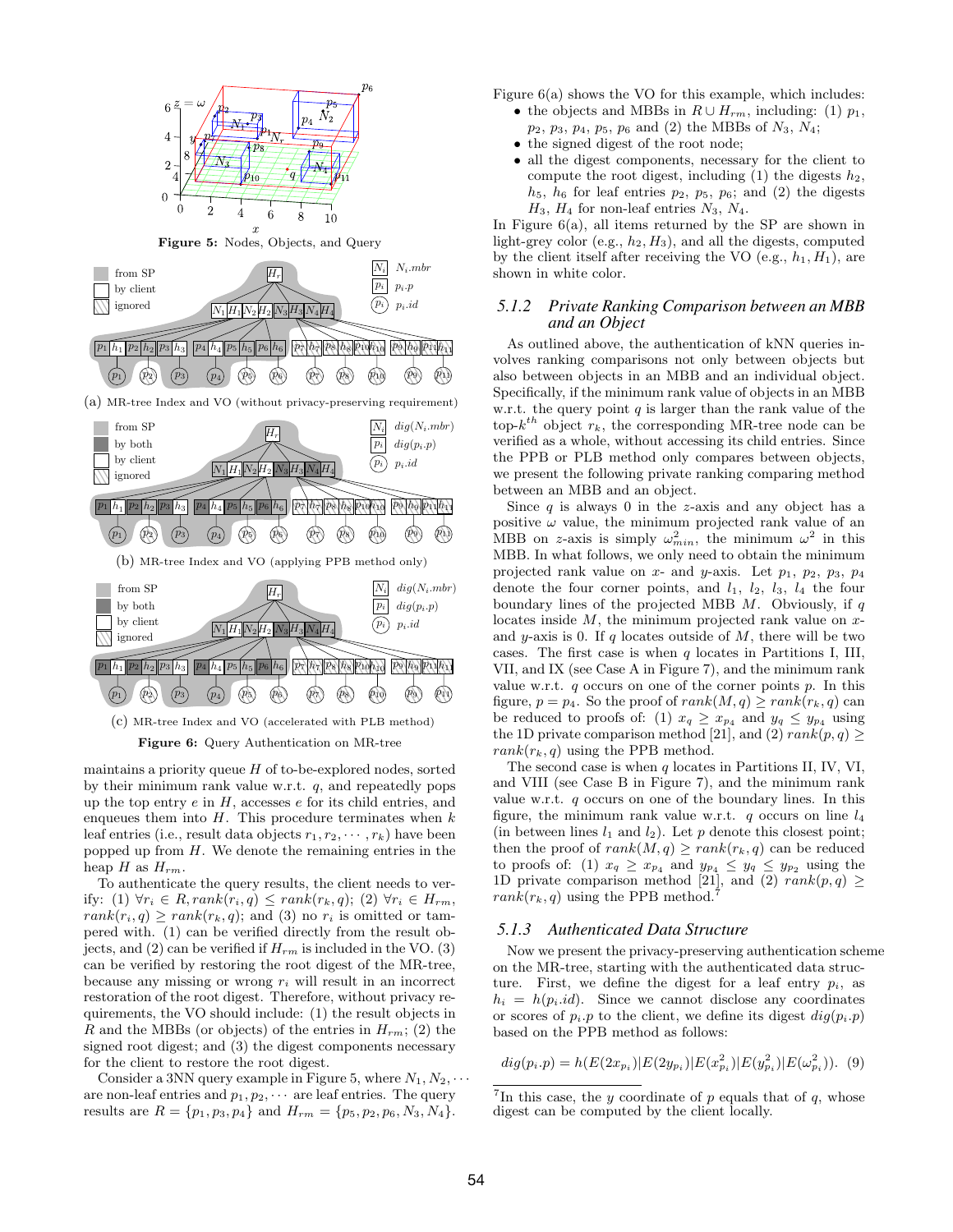Figure 5: Nodes, Objects, and Query

(a) MR-tree Index and VO (without privacy-preserving requirement)

(b) MR-tree Index and VO (applying PPB method only)

(c) MR-tree Index and VO (accelerated with PLB method)

**Figure 6:** Query Authentication on MR-tree

maintains a priority queue $H$ of to-be-explored nodes, sorted by their minimum rank value w.r.t. $q$, and repeatedly pops up the top entry $e$ in $H$, accesses $e$ for its child entries, and enqueues them into $H$. This procedure terminates when $k$ leaf entries (i.e., result data objects $r_1, r_2, \cdots, r_k$) have been popped up from $H$. We denote the remaining entries in the heap $H$ as $H_{rm}$.

To authenticate the query results, the client needs to verify: (1) $\forall r_i \in R, rank(r_i, q) \le rank(r_k, q)$; (2) $\forall r_i \in H_{rm}$, $rank(r_i, q) \ge rank(r_k, q)$; and (3) no $r_i$ is omitted or tampered with. (1) can be verified directly from the result objects, and (2) can be verified if $H_{rm}$ is included in the VO. (3) can be verified by restoring the root digest of the MR-tree, because any missing or wrong $r_i$ will result in an incorrect restoration of the root digest. Therefore, without privacy requirements, the VO should include: (1) the result objects in $R$ and the MBBs (or objects) of the entries in $H_{rm}$; (2) the signed root digest; and (3) the digest components necessary for the client to restore the root digest.

Consider a 3NN query example in Figure 5, where $N_1, N_2, \cdots$ are non-leaf entries and $p_1, p_2, \cdots$ are leaf entries. The query results are $R = \{p_1, p_3, p_4\}$ and $H_{rm} = \{p_5, p_2, p_6, N_3, N_4\}$.

Figure 6(a) shows the VO for this example, which includes:

- the objects and MBBs in $R \cup H_{rm}$, including: (1) $p_1$, $p_2$, $p_3$, $p_4$, $p_5$, $p_6$ and (2) the MBBs of $N_3$, $N_4$;
- the signed digest of the root node;
- all the digest components, necessary for the client to compute the root digest, including (1) the digests $h_2$, $h_5$, $h_6$ for leaf entries $p_2$, $p_5$, $p_6$; and (2) the digests $H_3$, $H_4$ for non-leaf entries $N_3$, $N_4$.

In Figure 6(a), all items returned by the SP are shown in light-grey color (e.g., $h_2, H_3$), and all the digests, computed by the client itself after receiving the VO (e.g., $h_1, H_1$), are shown in white color.

### 5.1.2 *Private Ranking Comparison between an MBB and an Object*

As outlined above, the authentication of kNN queries involves ranking comparisons not only between objects but also between objects in an MBB and an individual object. Specifically, if the minimum rank value of objects in an MBB w.r.t. the query point $q$ is larger than the rank value of the top-$k^{th}$ object $r_k$, the corresponding MR-tree node can be verified as a whole, without accessing its child entries. Since the PPB or PLB method only compares between objects, we present the following private ranking comparing method between an MBB and an object.

Since $q$ is always 0 in the $z$-axis and any object has a positive $\omega$ value, the minimum projected rank value of an MBB on $z$-axis is simply $\omega^2_{min}$, the minimum $\omega^2$ in this MBB. In what follows, we only need to obtain the minimum projected rank value on $x$- and $y$-axis. Let $p_1$, $p_2$, $p_3$, $p_4$ denote the four corner points, and $l_1$, $l_2$, $l_3$, $l_4$ the four boundary lines of the projected MBB $M$. Obviously, if $q$ locates inside $M$, the minimum projected rank value on $x$- and $y$-axis is 0. If $q$ locates outside of $M$, there will be two cases. The first case is when $q$ locates in Partitions I, III, VII, and IX (see Case A in Figure 7), and the minimum rank value w.r.t. $q$ occurs on one of the corner points $p$. In this figure, $p = p_4$. So the proof of $rank(M, q) \ge rank(r_k, q)$ can be reduced to proofs of: (1) $x_q \ge x_{p_4}$ and $y_q \le y_{p_4}$ using the 1D private comparison method [21], and (2) $rank(p, q) \ge rank(r_k, q)$ using the PPB method.

The second case is when $q$ locates in Partitions II, IV, VI, and VIII (see Case B in Figure 7), and the minimum rank value w.r.t. $q$ occurs on one of the boundary lines. In this figure, the minimum rank value w.r.t. $q$ occurs on line $l_4$ (in between lines $l_1$ and $l_2$). Let $p$ denote this closest point; then the proof of $rank(M, q) \ge rank(r_k, q)$ can be reduced to proofs of: (1) $x_q \ge x_{p_4}$ and $y_{p_4} \le y_q \le y_{p_2}$ using the 1D private comparison method [21], and (2) $rank(p, q) \ge rank(r_k, q)$ using the PPB method.[7]

### 5.1.3 *Authenticated Data Structure*

Now we present the privacy-preserving authentication scheme on the MR-tree, starting with the authenticated data structure. First, we define the digest for a leaf entry $p_i$, as $h_i = h(p_i.id)$. Since we cannot disclose any coordinates or scores of $p_i.p$ to the client, we define its digest $dig(p_i.p)$ based on the PPB method as follows:

$$dig(p_i.p) = h(E(2x_{p_i})|E(2y_{p_i})|E(x^2_{p_i})|E(y^2_{p_i})|E(\omega^2_{p_i})). \quad (9)$$

[7] In this case, the $y$ coordinate of $p$ equals that of $q$, whose digest can be computed by the client locally.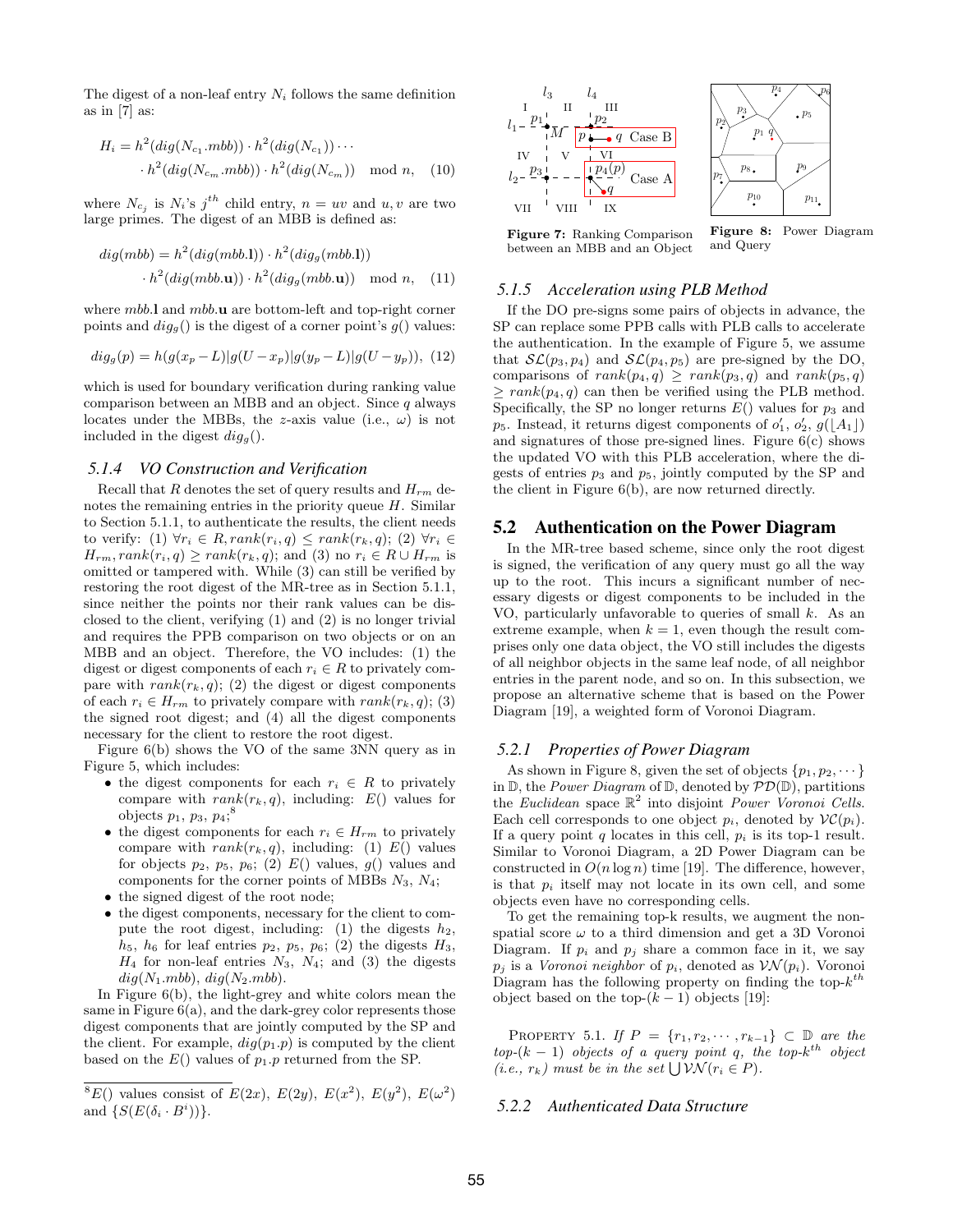The digest of a non-leaf entry $N_i$ follows the same definition as in [7] as:

$$H_i = h^2(dig(N_{c_1}.mbb)) \cdot h^2(dig(N_{c_1})) \cdots \cdot h^2(dig(N_{c_m}.mbb)) \cdot h^2(dig(N_{c_m})) \mod n, \quad (10)$$

where $N_{c_j}$ is $N_i$'s $j^{th}$ child entry, $n = uv$ and $u, v$ are two large primes. The digest of an MBB is defined as:

$$dig(mbb) = h^2(dig(mbb.\mathbf{l})) \cdot h^2(dig_g(mbb.\mathbf{l})) \cdot h^2(dig(mbb.\mathbf{u})) \cdot h^2(dig_g(mbb.\mathbf{u})) \mod n, \quad (11)$$

where $mbb.\mathbf{l}$ and $mbb.\mathbf{u}$ are bottom-left and top-right corner points and $dig_g()$ is the digest of a corner point's $g()$ values:

$$dig_g(p) = h(g(x_p - L)|g(U - x_p)|g(y_p - L)|g(U - y_p)), \quad (12)$$

which is used for boundary verification during ranking value comparison between an MBB and an object. Since $q$ always locates under the MBBs, the $z$-axis value (i.e., $\omega$) is not included in the digest $dig_g()$.

### 5.1.4 VO Construction and Verification

Recall that $R$ denotes the set of query results and $H_{rm}$ denotes the remaining entries in the priority queue $H$. Similar to Section 5.1.1, to authenticate the results, the client needs to verify: (1) $\forall r_i \in R, rank(r_i, q) \leq rank(r_k, q)$; (2) $\forall r_i \in H_{rm}, rank(r_i, q) \geq rank(r_k, q)$; and (3) no $r_i \in R \cup H_{rm}$ is omitted or tampered with. While (3) can still be verified by restoring the root digest of the MR-tree as in Section 5.1.1, since neither the points nor their rank values can be disclosed to the client, verifying (1) and (2) is no longer trivial and requires the PPB comparison on two objects or on an MBB and an object. Therefore, the VO includes: (1) the digest or digest components of each $r_i \in R$ to privately compare with $rank(r_k, q)$; (2) the digest or digest components of each $r_i \in H_{rm}$ to privately compare with $rank(r_k, q)$; (3) the signed root digest; and (4) all the digest components necessary for the client to restore the root digest.

Figure 6(b) shows the VO of the same 3NN query as in Figure 5, which includes:

- the digest components for each $r_i \in R$ to privately compare with $rank(r_k, q)$, including: $E()$ values for objects $p_1$, $p_3$, $p_4$;[8]
- the digest components for each $r_i \in H_{rm}$ to privately compare with $rank(r_k, q)$, including: (1) $E()$ values for objects $p_2$, $p_5$, $p_6$; (2) $E()$ values, $g()$ values and components for the corner points of MBBs $N_3$, $N_4$;
- the signed digest of the root node;
- the digest components, necessary for the client to compute the root digest, including: (1) the digests $h_2$, $h_5$, $h_6$ for leaf entries $p_2$, $p_5$, $p_6$; (2) the digests $H_3$, $H_4$ for non-leaf entries $N_3$, $N_4$; and (3) the digests $dig(N_1.mbb)$, $dig(N_2.mbb)$.

In Figure 6(b), the light-grey and white colors mean the same in Figure 6(a), and the dark-grey color represents those digest components that are jointly computed by the SP and the client. For example, $dig(p_1.p)$ is computed by the client based on the $E()$ values of $p_1.p$ returned from the SP.

[8] $E()$ values consist of $E(2x)$, $E(2y)$, $E(x^2)$, $E(y^2)$, $E(\omega^2)$ and $\{S(E(\delta_i \cdot B^i))\}$.

**Figure 7:** Ranking Comparison between an MBB and an Object

**Figure 8:** Power Diagram and Query

### 5.1.5 Acceleration using PLB Method

If the DO pre-signs some pairs of objects in advance, the SP can replace some PPB calls with PLB calls to accelerate the authentication. In the example of Figure 5, we assume that $\mathcal{SL}(p_3, p_4)$ and $\mathcal{SL}(p_4, p_5)$ are pre-signed by the DO, comparisons of $rank(p_4, q) \geq rank(p_3, q)$ and $rank(p_5, q) \geq rank(p_4, q)$ can then be verified using the PLB method. Specifically, the SP no longer returns $E()$ values for $p_3$ and $p_5$. Instead, it returns digest components of $o'_1$, $o'_2$, $g(\lfloor A_1 \rfloor)$ and signatures of those pre-signed lines. Figure 6(c) shows the updated VO with this PLB acceleration, where the digests of entries $p_3$ and $p_5$, jointly computed by the SP and the client in Figure 6(b), are now returned directly.

## 5.2 Authentication on the Power Diagram

In the MR-tree based scheme, since only the root digest is signed, the verification of any query must go all the way up to the root. This incurs a significant number of necessary digests or digest components to be included in the VO, particularly unfavorable to queries of small $k$. As an extreme example, when $k = 1$, even though the result comprises only one data object, the VO still includes the digests of all neighbor objects in the same leaf node, of all neighbor entries in the parent node, and so on. In this subsection, we propose an alternative scheme that is based on the Power Diagram [19], a weighted form of Voronoi Diagram.

### 5.2.1 Properties of Power Diagram

As shown in Figure 8, given the set of objects $\{p_1, p_2, \cdots\}$ in $\mathbb{D}$, the *Power Diagram* of $\mathbb{D}$, denoted by $\mathcal{PD}(\mathbb{D})$, partitions the *Euclidean* space $\mathbb{R}^2$ into disjoint *Power Voronoi Cells*. Each cell corresponds to one object $p_i$, denoted by $\mathcal{VC}(p_i)$. If a query point $q$ locates in this cell, $p_i$ is its top-1 result. Similar to Voronoi Diagram, a 2D Power Diagram can be constructed in $O(n \log n)$ time [19]. The difference, however, is that $p_i$ itself may not locate in its own cell, and some objects even have no corresponding cells.

To get the remaining top-k results, we augment the non-spatial score $\omega$ to a third dimension and get a 3D Voronoi Diagram. If $p_i$ and $p_j$ share a common face in it, we say $p_j$ is a *Voronoi neighbor* of $p_i$, denoted as $\mathcal{VN}(p_i)$. Voronoi Diagram has the following property on finding the top-$k^{th}$ object based on the top-$(k-1)$ objects [19]:

PROPERTY 5.1. *If $P = \{r_1, r_2, \cdots, r_{k-1}\} \subset \mathbb{D}$ are the top-$(k-1)$ objects of a query point $q$, the top-$k^{th}$ object (i.e., $r_k$) must be in the set $\bigcup \mathcal{VN}(r_i \in P)$.*

### 5.2.2 Authenticated Data Structure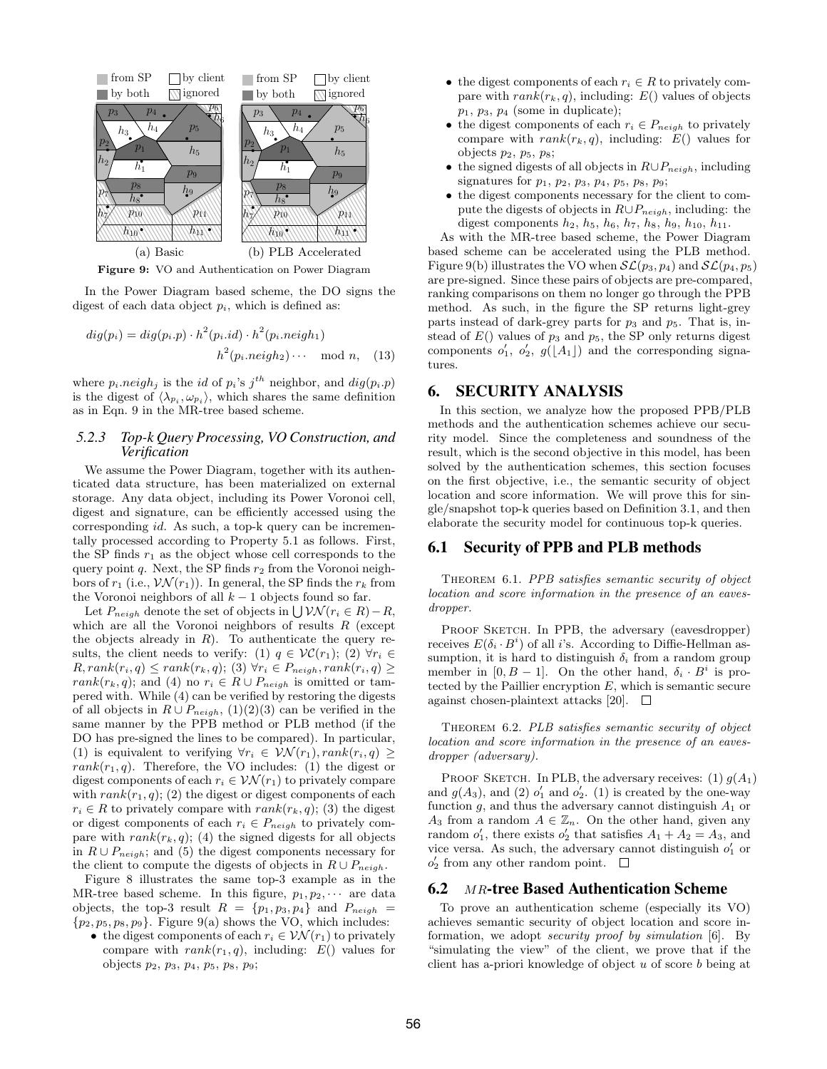Figure 9: VO and Authentication on Power Diagram

In the Power Diagram based scheme, the DO signs the digest of each data object $p_i$, which is defined as:

$$dig(p_i) = dig(p_i.p) \cdot h^2(p_i.id) \cdot h^2(p_i.neigh_1) \\ h^2(p_i.neigh_2) \cdots \mod n, \quad (13)$$

where $p_i.neigh_j$ is the $id$ of $p_i$'s $j^{th}$ neighbor, and $dig(p_i.p)$ is the digest of $\langle \lambda_{p_i}, \omega_{p_i} \rangle$, which shares the same definition as in Eqn. 9 in the MR-tree based scheme.

### 5.2.3 Top-k Query Processing, VO Construction, and Verification

We assume the Power Diagram, together with its authenticated data structure, has been materialized on external storage. Any data object, including its Power Voronoi cell, digest and signature, can be efficiently accessed using the corresponding $id$. As such, a top-k query can be incrementally processed according to Property 5.1 as follows. First, the SP finds $r_1$ as the object whose cell corresponds to the query point $q$. Next, the SP finds $r_2$ from the Voronoi neighbors of $r_1$ (i.e., $\mathcal{VN}(r_1)$). In general, the SP finds the $r_k$ from the Voronoi neighbors of all $k-1$ objects found so far.

Let $P_{neigh}$ denote the set of objects in $\bigcup \mathcal{VN}(r_i \in R) - R$, which are all the Voronoi neighbors of results $R$ (except the objects already in $R$). To authenticate the query results, the client needs to verify: (1) $q \in \mathcal{VC}(r_1)$; (2) $\forall r_i \in R, rank(r_i, q) \leq rank(r_k, q)$; (3) $\forall r_i \in P_{neigh}, rank(r_i, q) \geq rank(r_k, q)$; and (4) no $r_i \in R \cup P_{neigh}$ is omitted or tampered with. While (4) can be verified by restoring the digests of all objects in $R \cup P_{neigh}$, (1)(2)(3) can be verified in the same manner by the PPB method or PLB method (if the DO has pre-signed the lines to be compared). In particular, (1) is equivalent to verifying $\forall r_i \in \mathcal{VN}(r_1), rank(r_i, q) \geq rank(r_1, q)$. Therefore, the VO includes: (1) the digest or digest components of each $r_i \in \mathcal{VN}(r_1)$ to privately compare with $rank(r_1, q)$; (2) the digest or digest components of each $r_i \in R$ to privately compare with $rank(r_k, q)$; (3) the digest or digest components of each $r_i \in P_{neigh}$ to privately compare with $rank(r_k, q)$; (4) the signed digests for all objects in $R \cup P_{neigh}$; and (5) the digest components necessary for the client to compute the digests of objects in $R \cup P_{neigh}$.

Figure 8 illustrates the same top-3 example as in the MR-tree based scheme. In this figure, $p_1, p_2, \cdots$ are data objects, the top-3 result $R = \{p_1, p_3, p_4\}$ and $P_{neigh} = \{p_2, p_5, p_8, p_9\}$. Figure 9(a) shows the VO, which includes:

- the digest components of each $r_i \in \mathcal{VN}(r_1)$ to privately compare with $rank(r_1, q)$, including: $E()$ values for objects $p_2$, $p_3$, $p_4$, $p_5$, $p_8$, $p_9$;
- the digest components of each $r_i \in R$ to privately compare with $rank(r_k, q)$, including: $E()$ values of objects $p_1$, $p_3$, $p_4$ (some in duplicate);
- the digest components of each $r_i \in P_{neigh}$ to privately compare with $rank(r_k, q)$, including: $E()$ values for objects $p_2$, $p_5$, $p_8$;
- the signed digests of all objects in $R \cup P_{neigh}$, including signatures for $p_1$, $p_2$, $p_3$, $p_4$, $p_5$, $p_8$, $p_9$;
- the digest components necessary for the client to compute the digests of objects in $R \cup P_{neigh}$, including: the digest components $h_2$, $h_5$, $h_6$, $h_7$, $h_8$, $h_9$, $h_{10}$, $h_{11}$.

As with the MR-tree based scheme, the Power Diagram based scheme can be accelerated using the PLB method. Figure 9(b) illustrates the VO when $\mathcal{SL}(p_3, p_4)$ and $\mathcal{SL}(p_4, p_5)$ are pre-signed. Since these pairs of objects are pre-compared, ranking comparisons on them no longer go through the PPB method. As such, in the figure the SP returns light-grey parts instead of dark-grey parts for $p_3$ and $p_5$. That is, instead of $E()$ values of $p_3$ and $p_5$, the SP only returns digest components $o'_1$, $o'_2$, $g(\lfloor A_1 \rfloor)$ and the corresponding signatures.

## 6. SECURITY ANALYSIS

In this section, we analyze how the proposed PPB/PLB methods and the authentication schemes achieve our security model. Since the completeness and soundness of the result, which is the second objective in this model, has been solved by the authentication schemes, this section focuses on the first objective, i.e., the semantic security of object location and score information. We will prove this for single/snapshot top-k queries based on Definition 3.1, and then elaborate the security model for continuous top-k queries.

### 6.1 Security of PPB and PLB methods

THEOREM 6.1. *PPB satisfies semantic security of object location and score information in the presence of an eavesdropper.*

PROOF SKETCH. In PPB, the adversary (eavesdropper) receives $E(\delta_i \cdot B^i)$ of all $i$'s. According to Diffie-Hellman assumption, it is hard to distinguish $\delta_i$ from a random group member in $[0, B-1]$. On the other hand, $\delta_i \cdot B^i$ is protected by the Paillier encryption $E$, which is semantic secure against chosen-plaintext attacks [20]. □

THEOREM 6.2. *PLB satisfies semantic security of object location and score information in the presence of an eavesdropper (adversary).*

PROOF SKETCH. In PLB, the adversary receives: (1) $g(A_1)$ and $g(A_3)$, and (2) $o'_1$ and $o'_2$. (1) is created by the one-way function $g$, and thus the adversary cannot distinguish $A_1$ or $A_3$ from a random $A \in \mathbb{Z}_n$. On the other hand, given any random $o'_1$, there exists $o'_2$ that satisfies $A_1 + A_2 = A_3$, and vice versa. As such, the adversary cannot distinguish $o'_1$ or $o'_2$ from any other random point. □

### 6.2 *MR*-tree Based Authentication Scheme

To prove an authentication scheme (especially its VO) achieves semantic security of object location and score information, we adopt *security proof by simulation* [6]. By "simulating the view" of the client, we prove that if the client has a-priori knowledge of object $u$ of score $b$ being at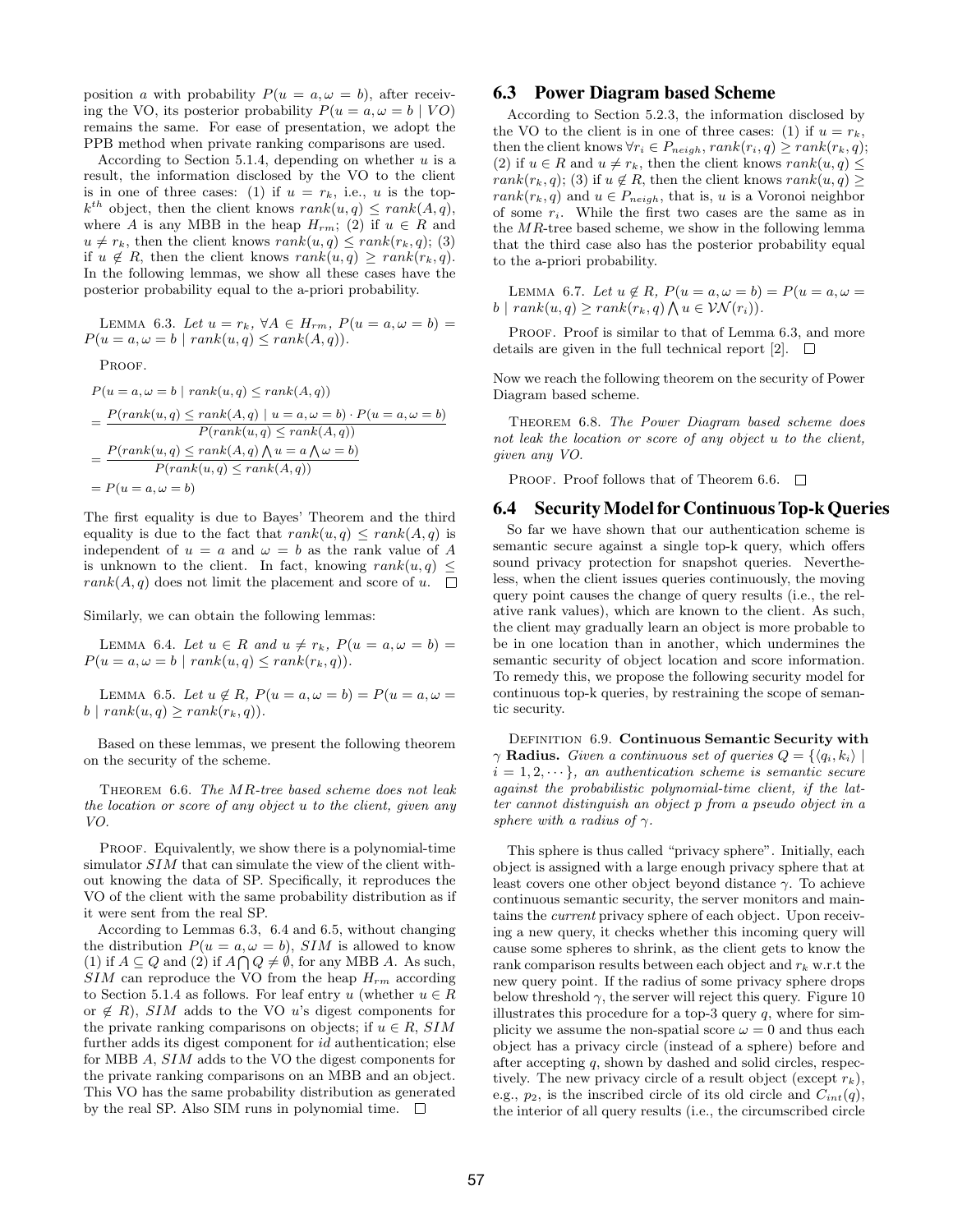position $a$ with probability $P(u = a, \omega = b)$, after receiving the VO, its posterior probability $P(u = a, \omega = b \mid VO)$ remains the same. For ease of presentation, we adopt the PPB method when private ranking comparisons are used.

According to Section 5.1.4, depending on whether $u$ is a result, the information disclosed by the VO to the client is in one of three cases: (1) if $u = r_k$, i.e., $u$ is the top-$k^{th}$ object, then the client knows $rank(u, q) \leq rank(A, q)$, where $A$ is any MBB in the heap $H_{rm}$; (2) if $u \in R$ and $u \neq r_k$, then the client knows $rank(u, q) \leq rank(r_k, q)$; (3) if $u \notin R$, then the client knows $rank(u, q) \geq rank(r_k, q)$. In the following lemmas, we show all these cases have the posterior probability equal to the a-priori probability.

Lemma 6.3. *Let $u = r_k$, $\forall A \in H_{rm}$, $P(u = a, \omega = b) = P(u = a, \omega = b \mid rank(u, q) \leq rank(A, q))$.*

Proof.

$$
\begin{aligned}
& P(u = a, \omega = b \mid rank(u, q) \leq rank(A, q)) \\
&= \frac{P(rank(u, q) \leq rank(A, q) \mid u = a, \omega = b) \cdot P(u = a, \omega = b)}{P(rank(u, q) \leq rank(A, q))} \\
&= \frac{P(rank(u, q) \leq rank(A, q) \bigwedge u = a \bigwedge \omega = b)}{P(rank(u, q) \leq rank(A, q))} \\
&= P(u = a, \omega = b)
\end{aligned}
$$

The first equality is due to Bayes' Theorem and the third equality is due to the fact that $rank(u, q) \leq rank(A, q)$ is independent of $u = a$ and $\omega = b$ as the rank value of $A$ is unknown to the client. In fact, knowing $rank(u, q) \leq rank(A, q)$ does not limit the placement and score of $u$. □

Similarly, we can obtain the following lemmas:

Lemma 6.4. *Let $u \in R$ and $u \neq r_k$, $P(u = a, \omega = b) = P(u = a, \omega = b \mid rank(u, q) \leq rank(r_k, q))$.*

Lemma 6.5. *Let $u \notin R$, $P(u = a, \omega = b) = P(u = a, \omega = b \mid rank(u, q) \geq rank(r_k, q))$.*

Based on these lemmas, we present the following theorem on the security of the scheme.

Theorem 6.6. *The MR-tree based scheme does not leak the location or score of any object $u$ to the client, given any VO.*

Proof. Equivalently, we show there is a polynomial-time simulator $SIM$ that can simulate the view of the client without knowing the data of SP. Specifically, it reproduces the VO of the client with the same probability distribution as if it were sent from the real SP.

According to Lemmas 6.3, 6.4 and 6.5, without changing the distribution $P(u = a, \omega = b)$, $SIM$ is allowed to know (1) if $A \subseteq Q$ and (2) if $A \bigcap Q \neq \emptyset$, for any MBB $A$. As such, $SIM$ can reproduce the VO from the heap $H_{rm}$ according to Section 5.1.4 as follows. For leaf entry $u$ (whether $u \in R$ or $\notin R$), $SIM$ adds to the VO $u$'s digest components for the private ranking comparisons on objects; if $u \in R$, $SIM$ further adds its digest component for $id$ authentication; else for MBB $A$, $SIM$ adds to the VO the digest components for the private ranking comparisons on an MBB and an object. This VO has the same probability distribution as generated by the real SP. Also SIM runs in polynomial time. □

## 6.3 Power Diagram based Scheme

According to Section 5.2.3, the information disclosed by the VO to the client is in one of three cases: (1) if $u = r_k$, then the client knows $\forall r_i \in P_{neigh}$, $rank(r_i, q) \geq rank(r_k, q)$; (2) if $u \in R$ and $u \neq r_k$, then the client knows $rank(u, q) \leq rank(r_k, q)$; (3) if $u \notin R$, then the client knows $rank(u, q) \geq rank(r_k, q)$ and $u \in P_{neigh}$, that is, $u$ is a Voronoi neighbor of some $r_i$. While the first two cases are the same as in the $MR$-tree based scheme, we show in the following lemma that the third case also has the posterior probability equal to the a-priori probability.

Lemma 6.7. *Let $u \notin R$, $P(u = a, \omega = b) = P(u = a, \omega = b \mid rank(u, q) \geq rank(r_k, q) \bigwedge u \in \mathcal{VN}(r_i))$.*

Proof. Proof is similar to that of Lemma 6.3, and more details are given in the full technical report [2]. □

Now we reach the following theorem on the security of Power Diagram based scheme.

Theorem 6.8. *The Power Diagram based scheme does not leak the location or score of any object $u$ to the client, given any VO.*

Proof. Proof follows that of Theorem 6.6. □

## 6.4 Security Model for Continuous Top-k Queries

So far we have shown that our authentication scheme is semantic secure against a single top-k query, which offers sound privacy protection for snapshot queries. Nevertheless, when the client issues queries continuously, the moving query point causes the change of query results (i.e., the relative rank values), which are known to the client. As such, the client may gradually learn an object is more probable to be in one location than in another, which undermines the semantic security of object location and score information. To remedy this, we propose the following security model for continuous top-k queries, by restraining the scope of semantic security.

Definition 6.9. **Continuous Semantic Security with $\gamma$ Radius.** *Given a continuous set of queries $Q = \{\langle q_i, k_i \rangle \mid i = 1, 2, \cdots\}$, an authentication scheme is semantic secure against the probabilistic polynomial-time client, if the latter cannot distinguish an object $p$ from a pseudo object in a sphere with a radius of $\gamma$.*

This sphere is thus called "privacy sphere". Initially, each object is assigned with a large enough privacy sphere that at least covers one other object beyond distance $\gamma$. To achieve continuous semantic security, the server monitors and maintains the *current* privacy sphere of each object. Upon receiving a new query, it checks whether this incoming query will cause some spheres to shrink, as the client gets to know the rank comparison results between each object and $r_k$ w.r.t the new query point. If the radius of some privacy sphere drops below threshold $\gamma$, the server will reject this query. Figure 10 illustrates this procedure for a top-3 query $q$, where for simplicity we assume the non-spatial score $\omega = 0$ and thus each object has a privacy circle (instead of a sphere) before and after accepting $q$, shown by dashed and solid circles, respectively. The new privacy circle of a result object (except $r_k$), e.g., $p_2$, is the inscribed circle of its old circle and $C_{int}(q)$, the interior of all query results (i.e., the circumscribed circle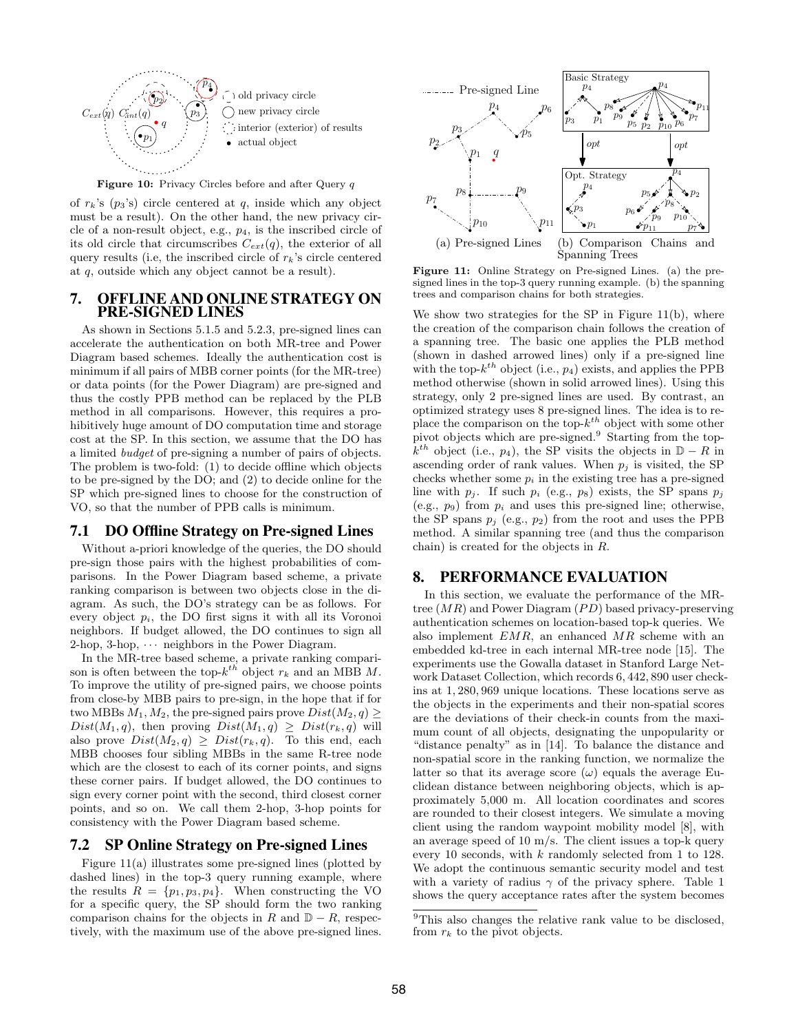Figure 10: Privacy Circles before and after Query $q$

of $r_k$'s ($p_3$'s) circle centered at $q$, inside which any object must be a result). On the other hand, the new privacy circle of a non-result object, e.g., $p_4$, is the inscribed circle of its old circle that circumscribes $C_{ext}(q)$, the exterior of all query results (i.e, the inscribed circle of $r_k$'s circle centered at $q$, outside which any object cannot be a result).

## 7. OFFLINE AND ONLINE STRATEGY ON PRE-SIGNED LINES

As shown in Sections 5.1.5 and 5.2.3, pre-signed lines can accelerate the authentication on both MR-tree and Power Diagram based schemes. Ideally the authentication cost is minimum if all pairs of MBB corner points (for the MR-tree) or data points (for the Power Diagram) are pre-signed and thus the costly PPB method can be replaced by the PLB method in all comparisons. However, this requires a prohibitively huge amount of DO computation time and storage cost at the SP. In this section, we assume that the DO has a limited *budget* of pre-signing a number of pairs of objects. The problem is two-fold: (1) to decide offline which objects to be pre-signed by the DO; and (2) to decide online for the SP which pre-signed lines to choose for the construction of VO, so that the number of PPB calls is minimum.

### 7.1 DO Offline Strategy on Pre-signed Lines

Without a-priori knowledge of the queries, the DO should pre-sign those pairs with the highest probabilities of comparisons. In the Power Diagram based scheme, a private ranking comparison is between two objects close in the diagram. As such, the DO's strategy can be as follows. For every object $p_i$, the DO first signs it with all its Voronoi neighbors. If budget allowed, the DO continues to sign all 2-hop, 3-hop, $\cdots$ neighbors in the Power Diagram.

In the MR-tree based scheme, a private ranking comparison is often between the top-$k^{th}$ object $r_k$ and an MBB $M$. To improve the utility of pre-signed pairs, we choose points from close-by MBB pairs to pre-sign, in the hope that if for two MBBs $M_1, M_2$, the pre-signed pairs prove $Dist(M_2, q) \geq Dist(M_1, q)$, then proving $Dist(M_1, q) \geq Dist(r_k, q)$ will also prove $Dist(M_2, q) \geq Dist(r_k, q)$. To this end, each MBB chooses four sibling MBBs in the same R-tree node which are the closest to each of its corner points, and signs these corner pairs. If budget allowed, the DO continues to sign every corner point with the second, third closest corner points, and so on. We call them 2-hop, 3-hop points for consistency with the Power Diagram based scheme.

### 7.2 SP Online Strategy on Pre-signed Lines

Figure 11(a) illustrates some pre-signed lines (plotted by dashed lines) in the top-3 query running example, where the results $R = \{p_1, p_3, p_4\}$. When constructing the VO for a specific query, the SP should form the two ranking comparison chains for the objects in $R$ and $\mathbb{D} - R$, respectively, with the maximum use of the above pre-signed lines.

(a) Pre-signed Lines (b) Comparison Chains and Spanning Trees

Figure 11: Online Strategy on Pre-signed Lines. (a) the pre-signed lines in the top-3 query running example. (b) the spanning trees and comparison chains for both strategies.

We show two strategies for the SP in Figure 11(b), where the creation of the comparison chain follows the creation of a spanning tree. The basic one applies the PLB method (shown in dashed arrowed lines) only if a pre-signed line with the top-$k^{th}$ object (i.e., $p_4$) exists, and applies the PPB method otherwise (shown in solid arrowed lines). Using this strategy, only 2 pre-signed lines are used. By contrast, an optimized strategy uses 8 pre-signed lines. The idea is to replace the comparison on the top-$k^{th}$ object with some other pivot objects which are pre-signed.[9] Starting from the top-$k^{th}$ object (i.e., $p_4$), the SP visits the objects in $\mathbb{D} - R$ in ascending order of rank values. When $p_j$ is visited, the SP checks whether some $p_i$ in the existing tree has a pre-signed line with $p_j$. If such $p_i$ (e.g., $p_8$) exists, the SP spans $p_j$ (e.g., $p_9$) from $p_i$ and uses this pre-signed line; otherwise, the SP spans $p_j$ (e.g., $p_2$) from the root and uses the PPB method. A similar spanning tree (and thus the comparison chain) is created for the objects in $R$.

## 8. PERFORMANCE EVALUATION

In this section, we evaluate the performance of the MR-tree ($MR$) and Power Diagram ($PD$) based privacy-preserving authentication schemes on location-based top-k queries. We also implement $EMR$, an enhanced $MR$ scheme with an embedded kd-tree in each internal MR-tree node [15]. The experiments use the Gowalla dataset in Stanford Large Network Dataset Collection, which records 6,442,890 user check-ins at 1,280,969 unique locations. These locations serve as the objects in the experiments and their non-spatial scores are the deviations of their check-in counts from the maximum count of all objects, designating the unpopularity or "distance penalty" as in [14]. To balance the distance and non-spatial score in the ranking function, we normalize the latter so that its average score ($\omega$) equals the average Euclidean distance between neighboring objects, which is approximately 5,000 m. All location coordinates and scores are rounded to their closest integers. We simulate a moving client using the random waypoint mobility model [8], with an average speed of 10 m/s. The client issues a top-k query every 10 seconds, with $k$ randomly selected from 1 to 128. We adopt the continuous semantic security model and test with a variety of radius $\gamma$ of the privacy sphere. Table 1 shows the query acceptance rates after the system becomes

[9] This also changes the relative rank value to be disclosed, from $r_k$ to the pivot objects.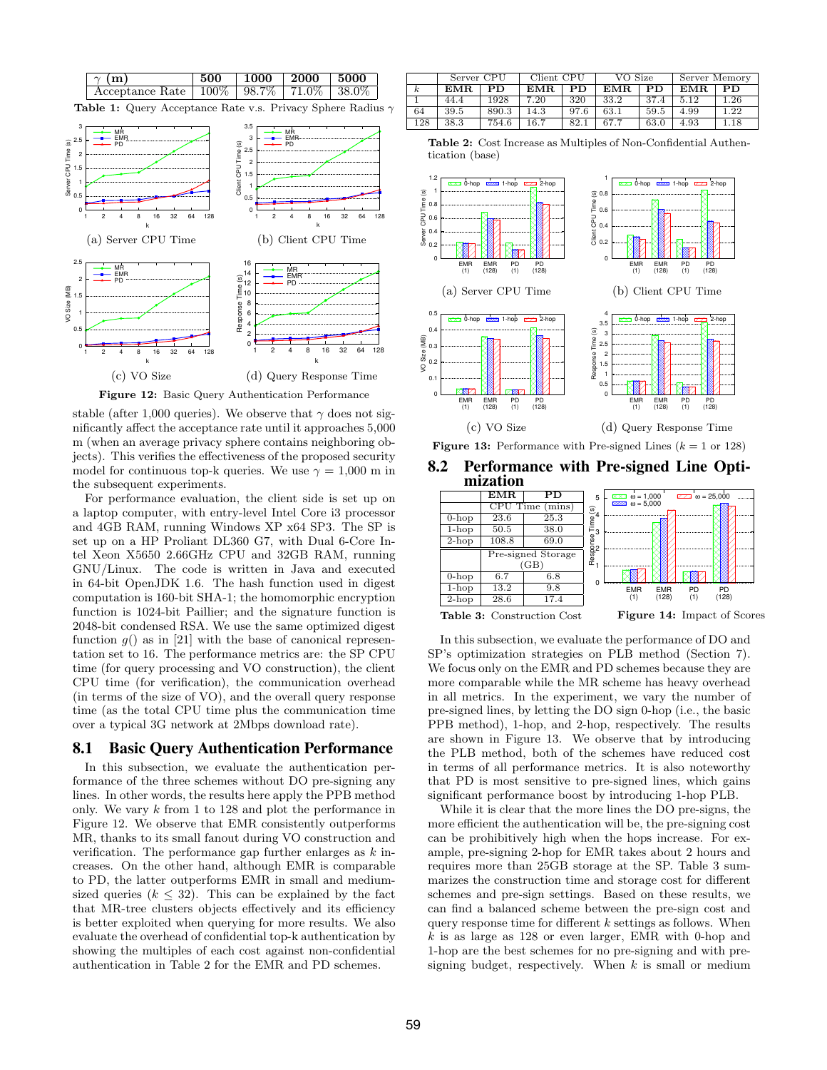| $\gamma$ (m) | 500 | 1000 | 2000 | 5000 |
|---|---|---|---|---|
| Acceptance Rate | 100% | 98.7% | 71.0% | 38.0% |

**Table 1:** Query Acceptance Rate v.s. Privacy Sphere Radius $\gamma$

(a) Server CPU Time (b) Client CPU Time

(c) VO Size (d) Query Response Time

**Figure 12:** Basic Query Authentication Performance

stable (after 1,000 queries). We observe that $\gamma$ does not significantly affect the acceptance rate until it approaches 5,000 m (when an average privacy sphere contains neighboring objects). This verifies the effectiveness of the proposed security model for continuous top-k queries. We use $\gamma$ = 1,000 m in the subsequent experiments.

For performance evaluation, the client side is set up on a laptop computer, with entry-level Intel Core i3 processor and 4GB RAM, running Windows XP x64 SP3. The SP is set up on a HP Proliant DL360 G7, with Dual 6-Core Intel Xeon X5650 2.66GHz CPU and 32GB RAM, running GNU/Linux. The code is written in Java and executed in 64-bit OpenJDK 1.6. The hash function used in digest computation is 160-bit SHA-1; the homomorphic encryption function is 1024-bit Paillier; and the signature function is 2048-bit condensed RSA. We use the same optimized digest function $g()$ as in [21] with the base of canonical representation set to 16. The performance metrics are: the SP CPU time (for query processing and VO construction), the client CPU time (for verification), the communication overhead (in terms of the size of VO), and the overall query response time (as the total CPU time plus the communication time over a typical 3G network at 2Mbps download rate).

## 8.1 Basic Query Authentication Performance

In this subsection, we evaluate the authentication performance of the three schemes without DO pre-signing any lines. In other words, the results here apply the PPB method only. We vary $k$ from 1 to 128 and plot the performance in Figure 12. We observe that EMR consistently outperforms MR, thanks to its small fanout during VO construction and verification. The performance gap further enlarges as $k$ increases. On the other hand, although EMR is comparable to PD, the latter outperforms EMR in small and medium-sized queries ($k \leq 32$). This can be explained by the fact that MR-tree clusters objects effectively and its efficiency is better exploited when querying for more results. We also evaluate the overhead of confidential top-k authentication by showing the multiples of each cost against non-confidential authentication in Table 2 for the EMR and PD schemes.

| | Server CPU | | Client CPU | | VO Size | | Server Memory | |
|---|---|---|---|---|---|---|---|---|
| $k$ | EMR | PD | EMR | PD | EMR | PD | EMR | PD |
| 1 | 44.4 | 1928 | 7.20 | 320 | 33.2 | 37.4 | 5.12 | 1.26 |
| 64 | 39.5 | 890.3 | 14.3 | 97.6 | 63.1 | 59.5 | 4.99 | 1.22 |
| 128 | 38.3 | 754.6 | 16.7 | 82.1 | 67.7 | 63.0 | 4.93 | 1.18 |

**Table 2:** Cost Increase as Multiples of Non-Confidential Authentication (base)

(a) Server CPU Time (b) Client CPU Time

(c) VO Size (d) Query Response Time

**Figure 13:** Performance with Pre-signed Lines ($k$ = 1 or 128)

## 8.2 Performance with Pre-signed Line Optimization

| | EMR | PD |
|---|---|---|
| | CPU Time (mins) | |
| 0-hop | 23.6 | 25.3 |
| 1-hop | 50.5 | 38.0 |
| 2-hop | 108.8 | 69.0 |
| | Pre-signed Storage (GB) | |
| 0-hop | 6.7 | 6.8 |
| 1-hop | 13.2 | 9.8 |
| 2-hop | 28.6 | 17.4 |

**Table 3:** Construction Cost

**Figure 14:** Impact of Scores

In this subsection, we evaluate the performance of DO and SP's optimization strategies on PLB method (Section 7). We focus only on the EMR and PD schemes because they are more comparable while the MR scheme has heavy overhead in all metrics. In the experiment, we vary the number of pre-signed lines, by letting the DO sign 0-hop (i.e., the basic PPB method), 1-hop, and 2-hop, respectively. The results are shown in Figure 13. We observe that by introducing the PLB method, both of the schemes have reduced cost in terms of all performance metrics. It is also noteworthy that PD is most sensitive to pre-signed lines, which gains significant performance boost by introducing 1-hop PLB.

While it is clear that the more lines the DO pre-signs, the more efficient the authentication will be, the pre-signing cost can be prohibitively high when the hops increase. For example, pre-signing 2-hop for EMR takes about 2 hours and requires more than 25GB storage at the SP. Table 3 summarizes the construction time and storage cost for different schemes and pre-sign settings. Based on these results, we can find a balanced scheme between the pre-sign cost and query response time for different $k$ settings as follows. When $k$ is as large as 128 or even larger, EMR with 0-hop and 1-hop are the best schemes for no pre-signing and with pre-signing budget, respectively. When $k$ is small or medium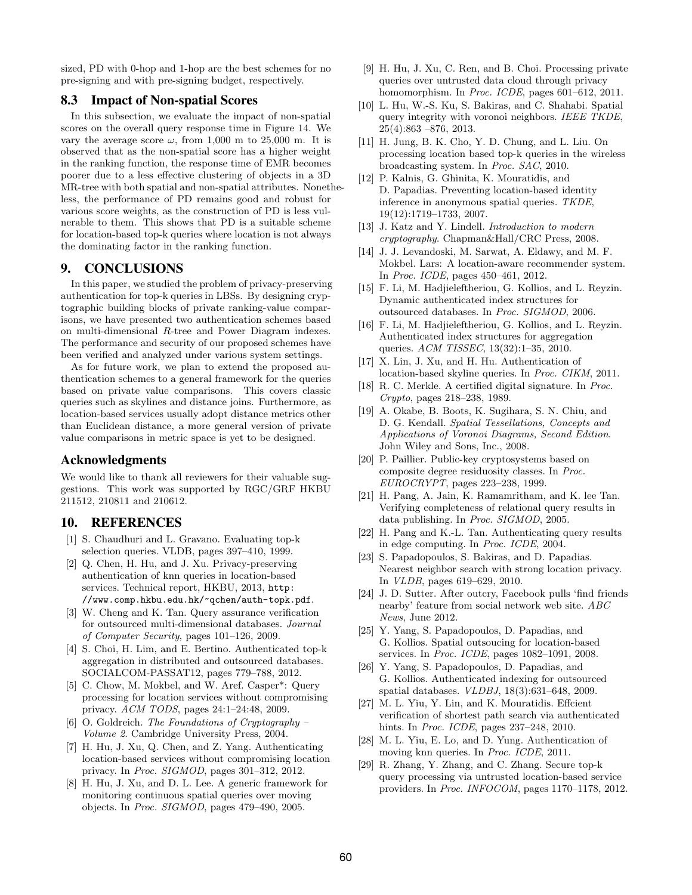sized, PD with 0-hop and 1-hop are the best schemes for no pre-signing and with pre-signing budget, respectively.

### 8.3 Impact of Non-spatial Scores

In this subsection, we evaluate the impact of non-spatial scores on the overall query response time in Figure 14. We vary the average score $\omega$, from 1,000 m to 25,000 m. It is observed that as the non-spatial score has a higher weight in the ranking function, the response time of EMR becomes poorer due to a less effective clustering of objects in a 3D MR-tree with both spatial and non-spatial attributes. Nonetheless, the performance of PD remains good and robust for various score weights, as the construction of PD is less vulnerable to them. This shows that PD is a suitable scheme for location-based top-k queries where location is not always the dominating factor in the ranking function.

## 9. CONCLUSIONS

In this paper, we studied the problem of privacy-preserving authentication for top-k queries in LBSs. By designing cryptographic building blocks of private ranking-value comparisons, we have presented two authentication schemes based on multi-dimensional *R*-tree and Power Diagram indexes. The performance and security of our proposed schemes have been verified and analyzed under various system settings.

As for future work, we plan to extend the proposed authentication schemes to a general framework for the queries based on private value comparisons. This covers classic queries such as skylines and distance joins. Furthermore, as location-based services usually adopt distance metrics other than Euclidean distance, a more general version of private value comparisons in metric space is yet to be designed.

## Acknowledgments

We would like to thank all reviewers for their valuable suggestions. This work was supported by RGC/GRF HKBU 211512, 210811 and 210612.

## 10. REFERENCES

[1] S. Chaudhuri and L. Gravano. Evaluating top-k selection queries. VLDB, pages 397–410, 1999.

[2] Q. Chen, H. Hu, and J. Xu. Privacy-preserving authentication of knn queries in location-based services. Technical report, HKBU, 2013, http://www.comp.hkbu.edu.hk/~qchen/auth-topk.pdf.

[3] W. Cheng and K. Tan. Query assurance verification for outsourced multi-dimensional databases. *Journal of Computer Security*, pages 101–126, 2009.

[4] S. Choi, H. Lim, and E. Bertino. Authenticated top-k aggregation in distributed and outsourced databases. SOCIALCOM-PASSAT12, pages 779–788, 2012.

[5] C. Chow, M. Mokbel, and W. Aref. Casper*: Query processing for location services without compromising privacy. *ACM TODS*, pages 24:1–24:48, 2009.

[6] O. Goldreich. *The Foundations of Cryptography – Volume 2*. Cambridge University Press, 2004.

[7] H. Hu, J. Xu, Q. Chen, and Z. Yang. Authenticating location-based services without compromising location privacy. In *Proc. SIGMOD*, pages 301–312, 2012.

[8] H. Hu, J. Xu, and D. L. Lee. A generic framework for monitoring continuous spatial queries over moving objects. In *Proc. SIGMOD*, pages 479–490, 2005.

[9] H. Hu, J. Xu, C. Ren, and B. Choi. Processing private queries over untrusted data cloud through privacy homomorphism. In *Proc. ICDE*, pages 601–612, 2011.

[10] L. Hu, W.-S. Ku, S. Bakiras, and C. Shahabi. Spatial query integrity with voronoi neighbors. *IEEE TKDE*, 25(4):863 –876, 2013.

[11] H. Jung, B. K. Cho, Y. D. Chung, and L. Liu. On processing location based top-k queries in the wireless broadcasting system. In *Proc. SAC*, 2010.

[12] P. Kalnis, G. Ghinita, K. Mouratidis, and D. Papadias. Preventing location-based identity inference in anonymous spatial queries. *TKDE*, 19(12):1719–1733, 2007.

[13] J. Katz and Y. Lindell. *Introduction to modern cryptography*. Chapman&Hall/CRC Press, 2008.

[14] J. J. Levandoski, M. Sarwat, A. Eldawy, and M. F. Mokbel. Lars: A location-aware recommender system. In *Proc. ICDE*, pages 450–461, 2012.

[15] F. Li, M. Hadjieleftheriou, G. Kollios, and L. Reyzin. Dynamic authenticated index structures for outsourced databases. In *Proc. SIGMOD*, 2006.

[16] F. Li, M. Hadjieleftheriou, G. Kollios, and L. Reyzin. Authenticated index structures for aggregation queries. *ACM TISSEC*, 13(32):1–35, 2010.

[17] X. Lin, J. Xu, and H. Hu. Authentication of location-based skyline queries. In *Proc. CIKM*, 2011.

[18] R. C. Merkle. A certified digital signature. In *Proc. Crypto*, pages 218–238, 1989.

[19] A. Okabe, B. Boots, K. Sugihara, S. N. Chiu, and D. G. Kendall. *Spatial Tessellations, Concepts and Applications of Voronoi Diagrams, Second Edition*. John Wiley and Sons, Inc., 2008.

[20] P. Paillier. Public-key cryptosystems based on composite degree residuosity classes. In *Proc. EUROCRYPT*, pages 223–238, 1999.

[21] H. Pang, A. Jain, K. Ramamritham, and K. lee Tan. Verifying completeness of relational query results in data publishing. In *Proc. SIGMOD*, 2005.

[22] H. Pang and K.-L. Tan. Authenticating query results in edge computing. In *Proc. ICDE*, 2004.

[23] S. Papadopoulos, S. Bakiras, and D. Papadias. Nearest neighbor search with strong location privacy. In *VLDB*, pages 619–629, 2010.

[24] J. D. Sutter. After outcry, Facebook pulls 'find friends nearby' feature from social network web site. *ABC News*, June 2012.

[25] Y. Yang, S. Papadopoulos, D. Papadias, and G. Kollios. Spatial outsoucing for location-based services. In *Proc. ICDE*, pages 1082–1091, 2008.

[26] Y. Yang, S. Papadopoulos, D. Papadias, and G. Kollios. Authenticated indexing for outsourced spatial databases. *VLDBJ*, 18(3):631–648, 2009.

[27] M. L. Yiu, Y. Lin, and K. Mouratidis. Effcient verification of shortest path search via authenticated hints. In *Proc. ICDE*, pages 237–248, 2010.

[28] M. L. Yiu, E. Lo, and D. Yung. Authentication of moving knn queries. In *Proc. ICDE*, 2011.

[29] R. Zhang, Y. Zhang, and C. Zhang. Secure top-k query processing via untrusted location-based service providers. In *Proc. INFOCOM*, pages 1170–1178, 2012.